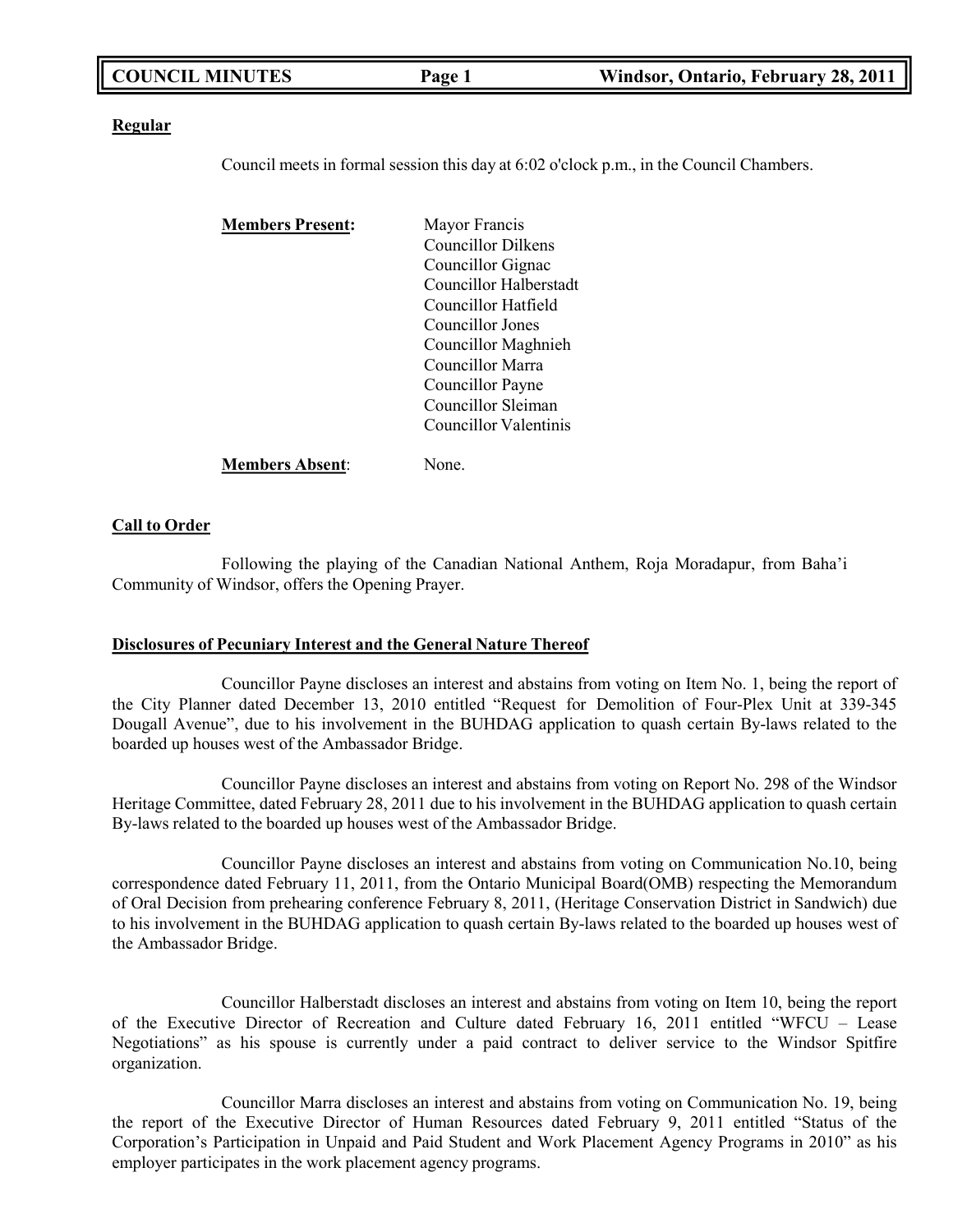**Regular**

Council meets in formal session this day at 6:02 o'clock p.m., in the Council Chambers.

**Members Present:**

Mayor Francis
Councillor Dilkens
Councillor Gignac
Councillor Halberstadt
Councillor Hatfield
Councillor Jones
Councillor Maghnieh
Councillor Marra
Councillor Payne
Councillor Sleiman
Councillor Valentinis

**Members Absent:** None.

**Call to Order**

Following the playing of the Canadian National Anthem, Roja Moradapur, from Baha'i Community of Windsor, offers the Opening Prayer.

**Disclosures of Pecuniary Interest and the General Nature Thereof**

Councillor Payne discloses an interest and abstains from voting on Item No. 1, being the report of the City Planner dated December 13, 2010 entitled "Request for Demolition of Four-Plex Unit at 339-345 Dougall Avenue", due to his involvement in the BUHDAG application to quash certain By-laws related to the boarded up houses west of the Ambassador Bridge.

Councillor Payne discloses an interest and abstains from voting on Report No. 298 of the Windsor Heritage Committee, dated February 28, 2011 due to his involvement in the BUHDAG application to quash certain By-laws related to the boarded up houses west of the Ambassador Bridge.

Councillor Payne discloses an interest and abstains from voting on Communication No.10, being correspondence dated February 11, 2011, from the Ontario Municipal Board(OMB) respecting the Memorandum of Oral Decision from prehearing conference February 8, 2011, (Heritage Conservation District in Sandwich) due to his involvement in the BUHDAG application to quash certain By-laws related to the boarded up houses west of the Ambassador Bridge.

Councillor Halberstadt discloses an interest and abstains from voting on Item 10, being the report of the Executive Director of Recreation and Culture dated February 16, 2011 entitled "WFCU – Lease Negotiations" as his spouse is currently under a paid contract to deliver service to the Windsor Spitfire organization.

Councillor Marra discloses an interest and abstains from voting on Communication No. 19, being the report of the Executive Director of Human Resources dated February 9, 2011 entitled "Status of the Corporation's Participation in Unpaid and Paid Student and Work Placement Agency Programs in 2010" as his employer participates in the work placement agency programs.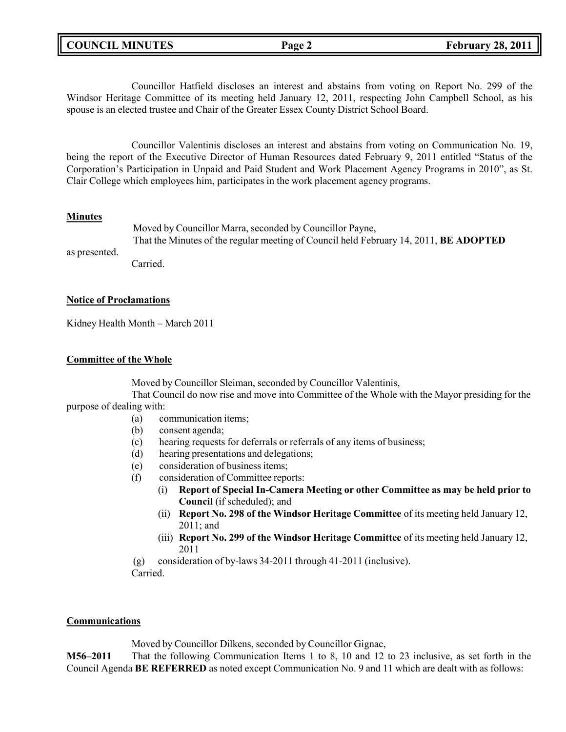Councillor Hatfield discloses an interest and abstains from voting on Report No. 299 of the Windsor Heritage Committee of its meeting held January 12, 2011, respecting John Campbell School, as his spouse is an elected trustee and Chair of the Greater Essex County District School Board.

Councillor Valentinis discloses an interest and abstains from voting on Communication No. 19, being the report of the Executive Director of Human Resources dated February 9, 2011 entitled "Status of the Corporation's Participation in Unpaid and Paid Student and Work Placement Agency Programs in 2010", as St. Clair College which employees him, participates in the work placement agency programs.

**Minutes**

Moved by Councillor Marra, seconded by Councillor Payne,
That the Minutes of the regular meeting of Council held February 14, 2011, **BE ADOPTED** as presented.
Carried.

**Notice of Proclamations**

Kidney Health Month – March 2011

**Committee of the Whole**

Moved by Councillor Sleiman, seconded by Councillor Valentinis,
That Council do now rise and move into Committee of the Whole with the Mayor presiding for the purpose of dealing with:

- (a) communication items;
- (b) consent agenda;
- (c) hearing requests for deferrals or referrals of any items of business;
- (d) hearing presentations and delegations;
- (e) consideration of business items;
- (f) consideration of Committee reports:
  - (i) **Report of Special In-Camera Meeting or other Committee as may be held prior to Council** (if scheduled); and
  - (ii) **Report No. 298 of the Windsor Heritage Committee** of its meeting held January 12, 2011; and
  - (iii) **Report No. 299 of the Windsor Heritage Committee** of its meeting held January 12, 2011
- (g) consideration of by-laws 34-2011 through 41-2011 (inclusive).

Carried.

**Communications**

Moved by Councillor Dilkens, seconded by Councillor Gignac,

**M56–2011** That the following Communication Items 1 to 8, 10 and 12 to 23 inclusive, as set forth in the Council Agenda **BE REFERRED** as noted except Communication No. 9 and 11 which are dealt with as follows: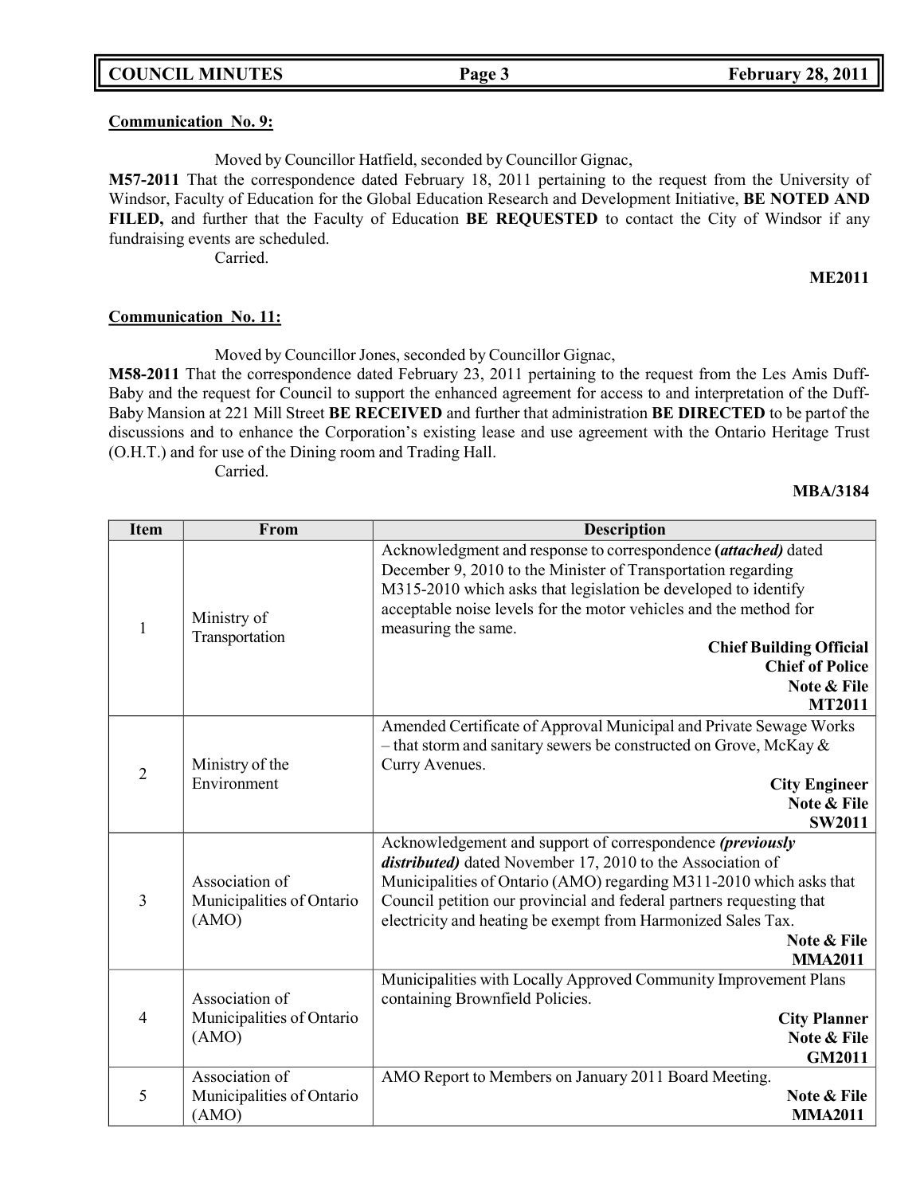**Communication No. 9:**

Moved by Councillor Hatfield, seconded by Councillor Gignac,

**M57-2011** That the correspondence dated February 18, 2011 pertaining to the request from the University of Windsor, Faculty of Education for the Global Education Research and Development Initiative, **BE NOTED AND FILED,** and further that the Faculty of Education **BE REQUESTED** to contact the City of Windsor if any fundraising events are scheduled.

Carried.

**ME2011**

**Communication No. 11:**

Moved by Councillor Jones, seconded by Councillor Gignac,

**M58-2011** That the correspondence dated February 23, 2011 pertaining to the request from the Les Amis Duff-Baby and the request for Council to support the enhanced agreement for access to and interpretation of the Duff-Baby Mansion at 221 Mill Street **BE RECEIVED** and further that administration **BE DIRECTED** to be part of the discussions and to enhance the Corporation's existing lease and use agreement with the Ontario Heritage Trust (O.H.T.) and for use of the Dining room and Trading Hall.

Carried.

**MBA/3184**

| Item | From | Description |
|---|---|---|
| 1 | Ministry of Transportation | Acknowledgment and response to correspondence **(*attached)*** dated December 9, 2010 to the Minister of Transportation regarding M315-2010 which asks that legislation be developed to identify acceptable noise levels for the motor vehicles and the method for measuring the same. **Chief Building Official** **Chief of Police** **Note & File** **MT2011** |
| 2 | Ministry of the Environment | Amended Certificate of Approval Municipal and Private Sewage Works – that storm and sanitary sewers be constructed on Grove, McKay & Curry Avenues. **City Engineer** **Note & File** **SW2011** |
| 3 | Association of Municipalities of Ontario (AMO) | Acknowledgement and support of correspondence ***(previously distributed)*** dated November 17, 2010 to the Association of Municipalities of Ontario (AMO) regarding M311-2010 which asks that Council petition our provincial and federal partners requesting that electricity and heating be exempt from Harmonized Sales Tax. **Note & File** **MMA2011** |
| 4 | Association of Municipalities of Ontario (AMO) | Municipalities with Locally Approved Community Improvement Plans containing Brownfield Policies. **City Planner** **Note & File** **GM2011** |
| 5 | Association of Municipalities of Ontario (AMO) | AMO Report to Members on January 2011 Board Meeting. **Note & File** **MMA2011** |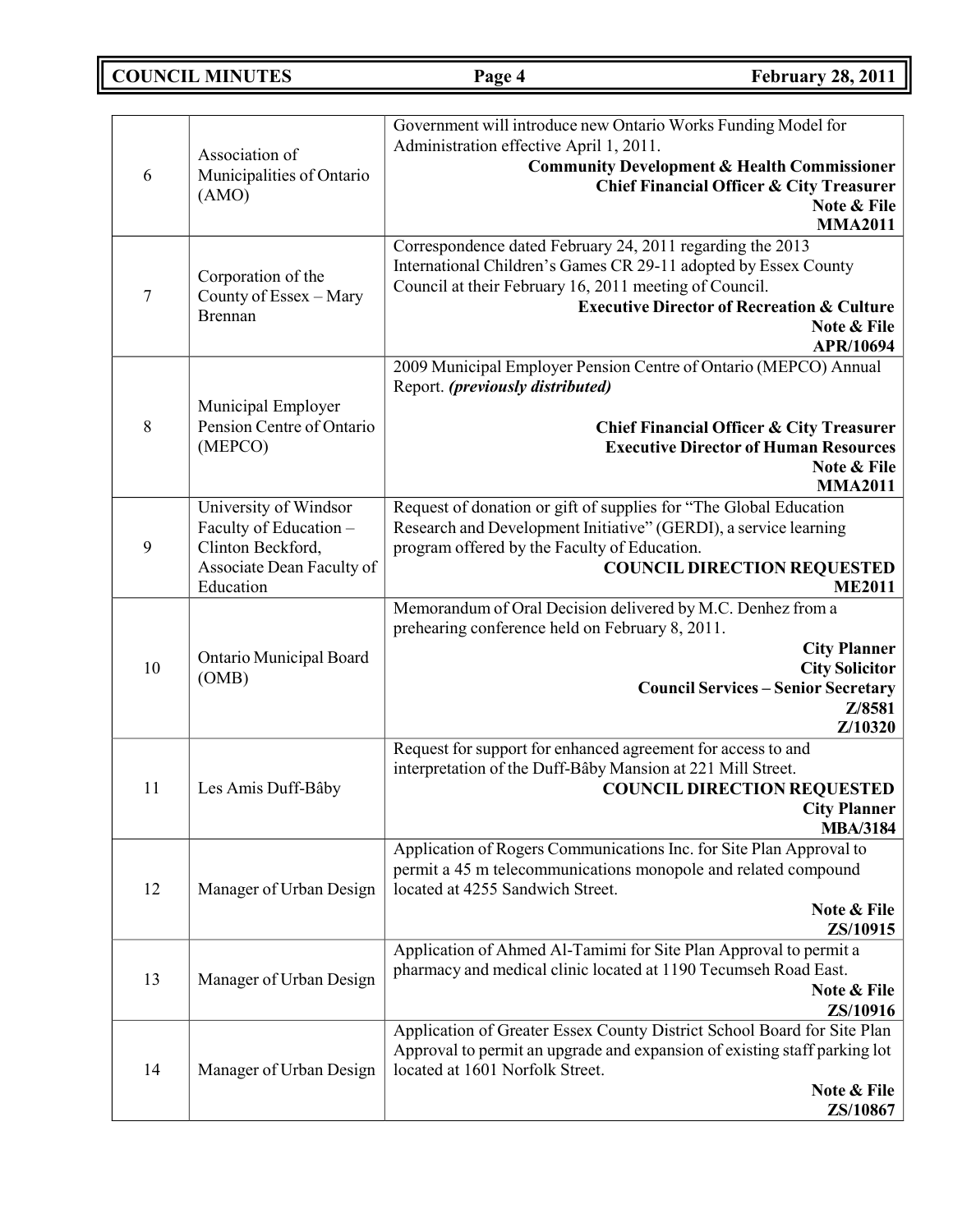| | | |
|---|---|---|
| 6 | Association of Municipalities of Ontario (AMO) | Government will introduce new Ontario Works Funding Model for Administration effective April 1, 2011. **Community Development & Health Commissioner** **Chief Financial Officer & City Treasurer** **Note & File** **MMA2011** |
| 7 | Corporation of the County of Essex – Mary Brennan | Correspondence dated February 24, 2011 regarding the 2013 International Children's Games CR 29-11 adopted by Essex County Council at their February 16, 2011 meeting of Council. **Executive Director of Recreation & Culture** **Note & File** **APR/10694** |
| 8 | Municipal Employer Pension Centre of Ontario (MEPCO) | 2009 Municipal Employer Pension Centre of Ontario (MEPCO) Annual Report. ***(previously distributed)*** **Chief Financial Officer & City Treasurer** **Executive Director of Human Resources** **Note & File** **MMA2011** |
| 9 | University of Windsor Faculty of Education – Clinton Beckford, Associate Dean Faculty of Education | Request of donation or gift of supplies for "The Global Education Research and Development Initiative" (GERDI), a service learning program offered by the Faculty of Education. **COUNCIL DIRECTION REQUESTED** **ME2011** |
| 10 | Ontario Municipal Board (OMB) | Memorandum of Oral Decision delivered by M.C. Denhez from a prehearing conference held on February 8, 2011. **City Planner** **City Solicitor** **Council Services – Senior Secretary** **Z/8581** **Z/10320** |
| 11 | Les Amis Duff-Bâby | Request for support for enhanced agreement for access to and interpretation of the Duff-Bâby Mansion at 221 Mill Street. **COUNCIL DIRECTION REQUESTED** **City Planner** **MBA/3184** |
| 12 | Manager of Urban Design | Application of Rogers Communications Inc. for Site Plan Approval to permit a 45 m telecommunications monopole and related compound located at 4255 Sandwich Street. **Note & File** **ZS/10915** |
| 13 | Manager of Urban Design | Application of Ahmed Al-Tamimi for Site Plan Approval to permit a pharmacy and medical clinic located at 1190 Tecumseh Road East. **Note & File** **ZS/10916** |
| 14 | Manager of Urban Design | Application of Greater Essex County District School Board for Site Plan Approval to permit an upgrade and expansion of existing staff parking lot located at 1601 Norfolk Street. **Note & File** **ZS/10867** |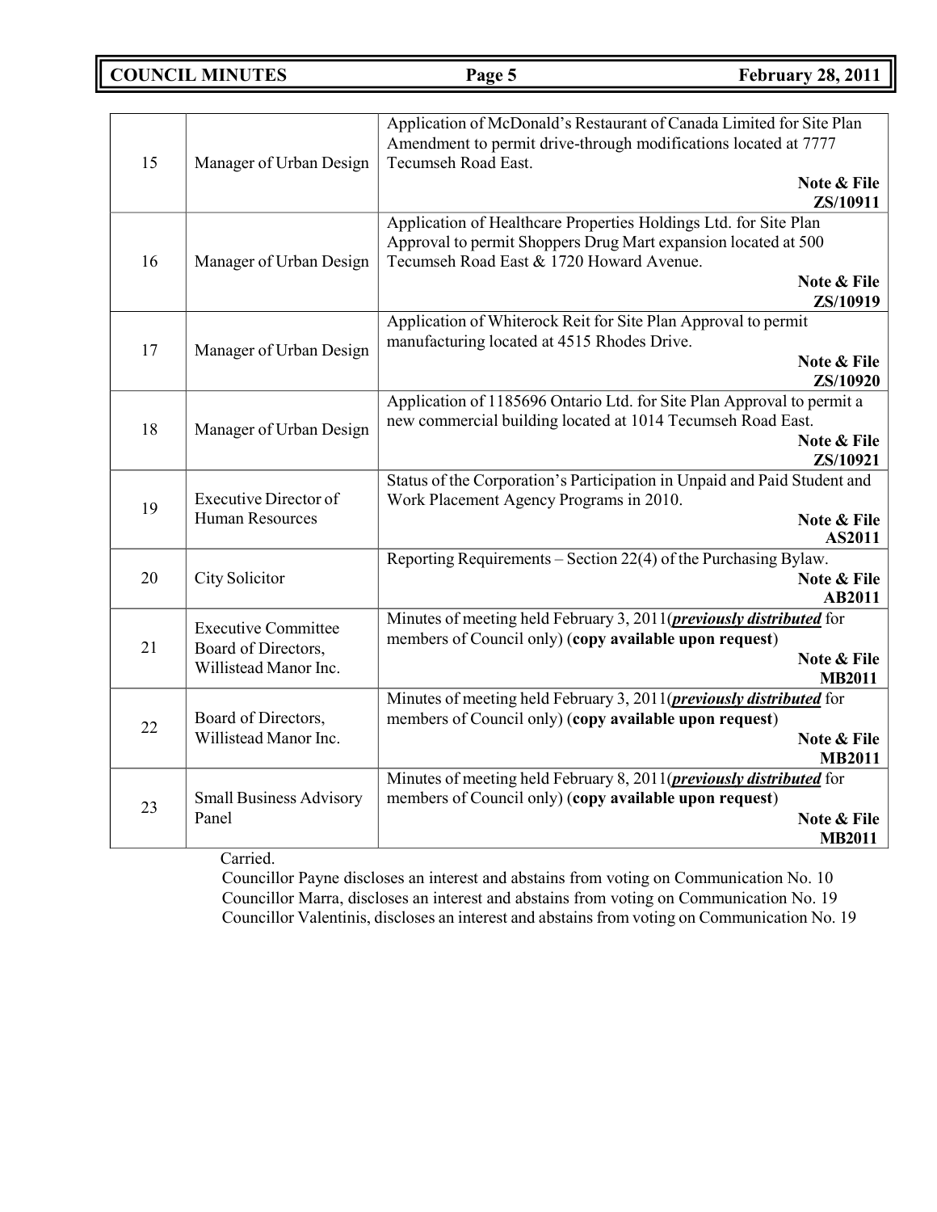| | | |
|---|---|---|
| 15 | Manager of Urban Design | Application of McDonald's Restaurant of Canada Limited for Site Plan Amendment to permit drive-through modifications located at 7777 Tecumseh Road East. **Note & File ZS/10911** |
| 16 | Manager of Urban Design | Application of Healthcare Properties Holdings Ltd. for Site Plan Approval to permit Shoppers Drug Mart expansion located at 500 Tecumseh Road East & 1720 Howard Avenue. **Note & File ZS/10919** |
| 17 | Manager of Urban Design | Application of Whiterock Reit for Site Plan Approval to permit manufacturing located at 4515 Rhodes Drive. **Note & File ZS/10920** |
| 18 | Manager of Urban Design | Application of 1185696 Ontario Ltd. for Site Plan Approval to permit a new commercial building located at 1014 Tecumseh Road East. **Note & File ZS/10921** |
| 19 | Executive Director of Human Resources | Status of the Corporation's Participation in Unpaid and Paid Student and Work Placement Agency Programs in 2010. **Note & File AS2011** |
| 20 | City Solicitor | Reporting Requirements – Section 22(4) of the Purchasing Bylaw. **Note & File AB2011** |
| 21 | Executive Committee Board of Directors, Willistead Manor Inc. | Minutes of meeting held February 3, 2011(***previously distributed*** for members of Council only) (**copy available upon request**) **Note & File MB2011** |
| 22 | Board of Directors, Willistead Manor Inc. | Minutes of meeting held February 3, 2011(***previously distributed*** for members of Council only) (**copy available upon request**) **Note & File MB2011** |
| 23 | Small Business Advisory Panel | Minutes of meeting held February 8, 2011(***previously distributed*** for members of Council only) (**copy available upon request**) **Note & File MB2011** |

Carried.

Councillor Payne discloses an interest and abstains from voting on Communication No. 10
Councillor Marra, discloses an interest and abstains from voting on Communication No. 19
Councillor Valentinis, discloses an interest and abstains from voting on Communication No. 19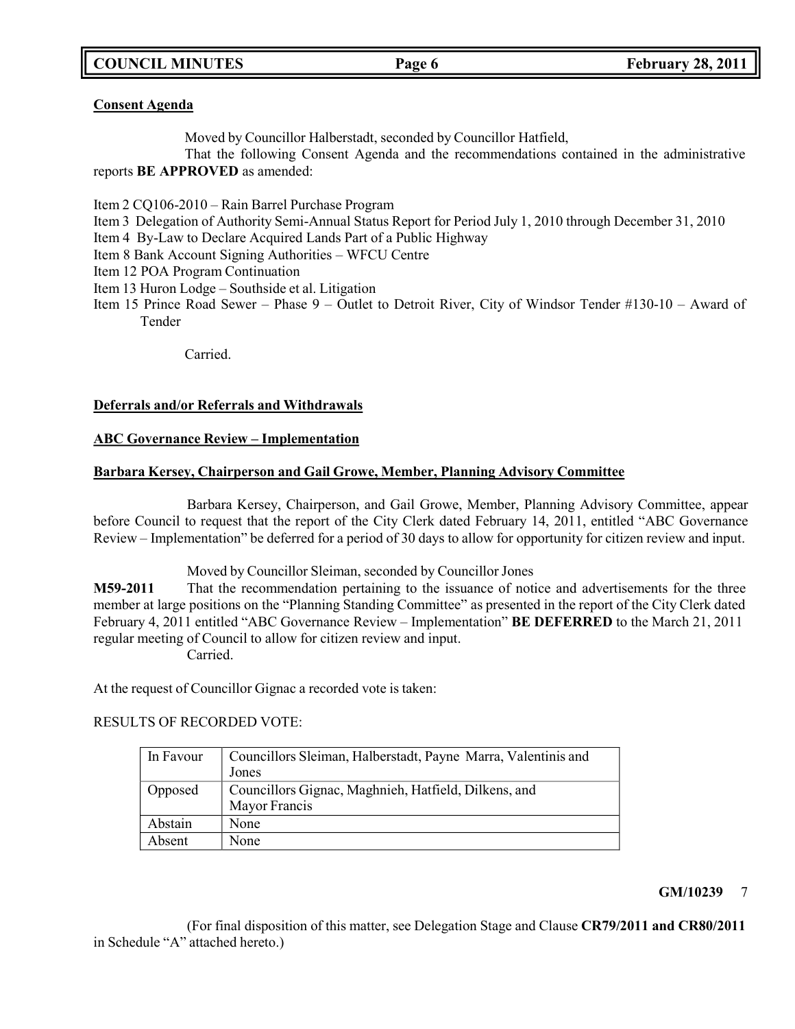**Consent Agenda**

Moved by Councillor Halberstadt, seconded by Councillor Hatfield,

That the following Consent Agenda and the recommendations contained in the administrative reports **BE APPROVED** as amended:

Item 2 CQ106-2010 – Rain Barrel Purchase Program
Item 3 Delegation of Authority Semi-Annual Status Report for Period July 1, 2010 through December 31, 2010
Item 4 By-Law to Declare Acquired Lands Part of a Public Highway
Item 8 Bank Account Signing Authorities – WFCU Centre
Item 12 POA Program Continuation
Item 13 Huron Lodge – Southside et al. Litigation
Item 15 Prince Road Sewer – Phase 9 – Outlet to Detroit River, City of Windsor Tender #130-10 – Award of Tender

Carried.

**Deferrals and/or Referrals and Withdrawals**

**ABC Governance Review – Implementation**

**Barbara Kersey, Chairperson and Gail Growe, Member, Planning Advisory Committee**

Barbara Kersey, Chairperson, and Gail Growe, Member, Planning Advisory Committee, appear before Council to request that the report of the City Clerk dated February 14, 2011, entitled "ABC Governance Review – Implementation" be deferred for a period of 30 days to allow for opportunity for citizen review and input.

Moved by Councillor Sleiman, seconded by Councillor Jones

**M59-2011** That the recommendation pertaining to the issuance of notice and advertisements for the three member at large positions on the "Planning Standing Committee" as presented in the report of the City Clerk dated February 4, 2011 entitled "ABC Governance Review – Implementation" **BE DEFERRED** to the March 21, 2011 regular meeting of Council to allow for citizen review and input.

Carried.

At the request of Councillor Gignac a recorded vote is taken:

RESULTS OF RECORDED VOTE:

| | |
|---|---|
| In Favour | Councillors Sleiman, Halberstadt, Payne Marra, Valentinis and Jones |
| Opposed | Councillors Gignac, Maghnieh, Hatfield, Dilkens, and Mayor Francis |
| Abstain | None |
| Absent | None |

**GM/10239** 7

(For final disposition of this matter, see Delegation Stage and Clause **CR79/2011 and CR80/2011** in Schedule "A" attached hereto.)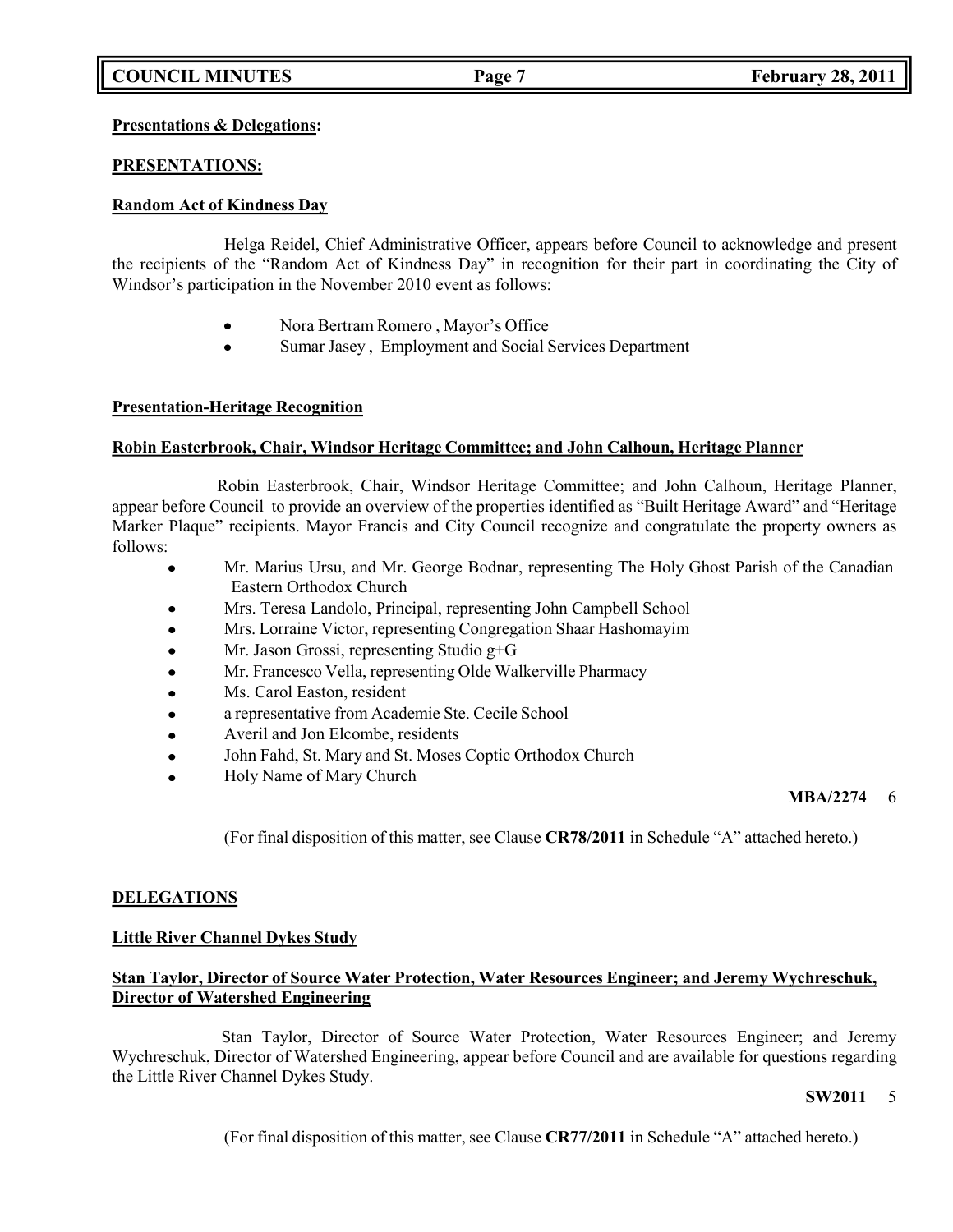**Presentations & Delegations:**

**PRESENTATIONS:**

**Random Act of Kindness Day**

Helga Reidel, Chief Administrative Officer, appears before Council to acknowledge and present the recipients of the "Random Act of Kindness Day" in recognition for their part in coordinating the City of Windsor's participation in the November 2010 event as follows:

- Nora Bertram Romero , Mayor's Office
- Sumar Jasey , Employment and Social Services Department

**Presentation-Heritage Recognition**

**Robin Easterbrook, Chair, Windsor Heritage Committee; and John Calhoun, Heritage Planner**

Robin Easterbrook, Chair, Windsor Heritage Committee; and John Calhoun, Heritage Planner, appear before Council to provide an overview of the properties identified as "Built Heritage Award" and "Heritage Marker Plaque" recipients. Mayor Francis and City Council recognize and congratulate the property owners as follows:

- Mr. Marius Ursu, and Mr. George Bodnar, representing The Holy Ghost Parish of the Canadian Eastern Orthodox Church
- Mrs. Teresa Landolo, Principal, representing John Campbell School
- Mrs. Lorraine Victor, representing Congregation Shaar Hashomayim
- Mr. Jason Grossi, representing Studio g+G
- Mr. Francesco Vella, representing Olde Walkerville Pharmacy
- Ms. Carol Easton, resident
- a representative from Academie Ste. Cecile School
- Averil and Jon Elcombe, residents
- John Fahd, St. Mary and St. Moses Coptic Orthodox Church
- Holy Name of Mary Church

**MBA/2274** 6

(For final disposition of this matter, see Clause **CR78/2011** in Schedule "A" attached hereto.)

**DELEGATIONS**

**Little River Channel Dykes Study**

**Stan Taylor, Director of Source Water Protection, Water Resources Engineer; and Jeremy Wychreschuk, Director of Watershed Engineering**

Stan Taylor, Director of Source Water Protection, Water Resources Engineer; and Jeremy Wychreschuk, Director of Watershed Engineering, appear before Council and are available for questions regarding the Little River Channel Dykes Study.

**SW2011** 5

(For final disposition of this matter, see Clause **CR77/2011** in Schedule "A" attached hereto.)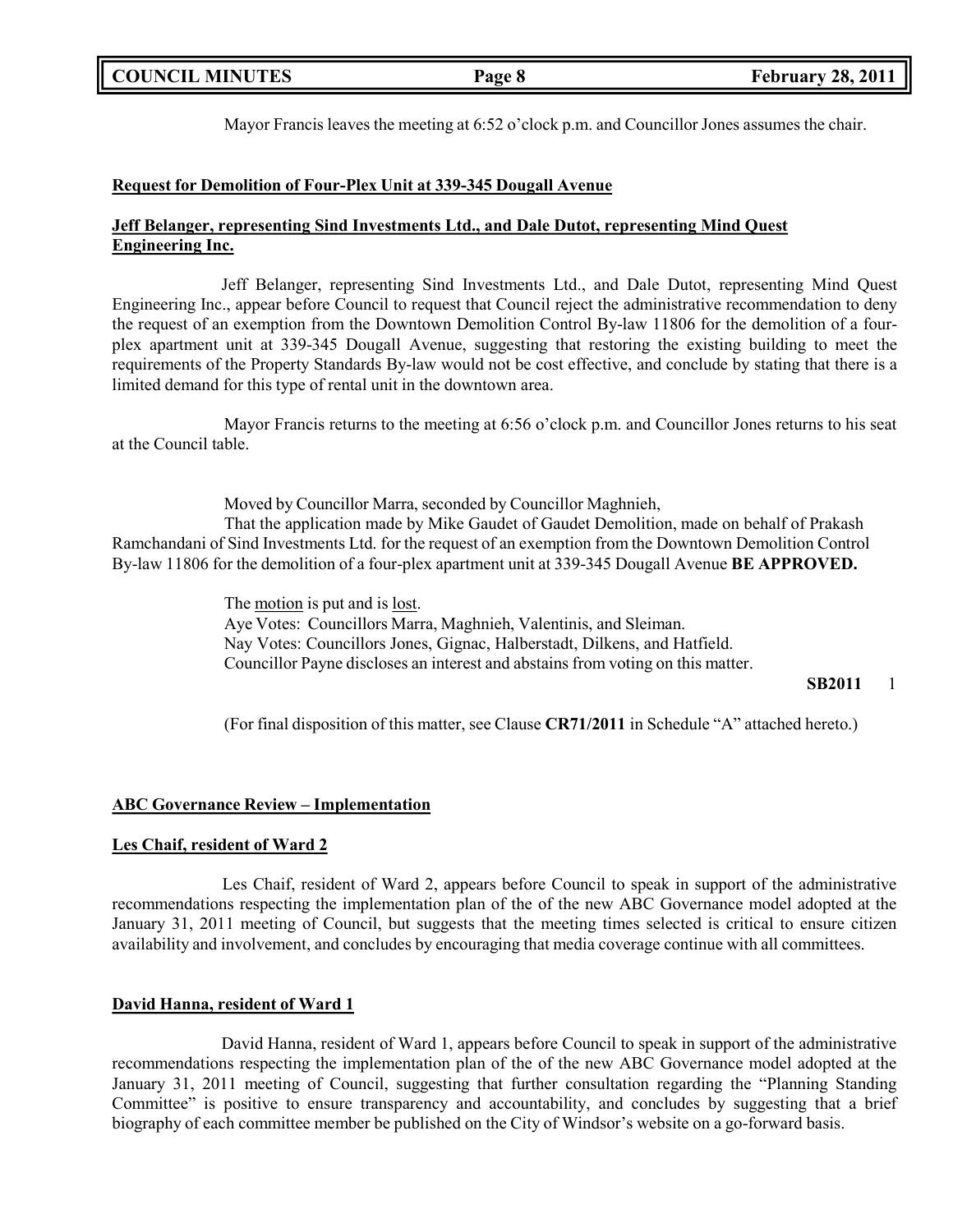Mayor Francis leaves the meeting at 6:52 o'clock p.m. and Councillor Jones assumes the chair.

**Request for Demolition of Four-Plex Unit at 339-345 Dougall Avenue**

**Jeff Belanger, representing Sind Investments Ltd., and Dale Dutot, representing Mind Quest Engineering Inc.**

Jeff Belanger, representing Sind Investments Ltd., and Dale Dutot, representing Mind Quest Engineering Inc., appear before Council to request that Council reject the administrative recommendation to deny the request of an exemption from the Downtown Demolition Control By-law 11806 for the demolition of a four-plex apartment unit at 339-345 Dougall Avenue, suggesting that restoring the existing building to meet the requirements of the Property Standards By-law would not be cost effective, and conclude by stating that there is a limited demand for this type of rental unit in the downtown area.

Mayor Francis returns to the meeting at 6:56 o'clock p.m. and Councillor Jones returns to his seat at the Council table.

Moved by Councillor Marra, seconded by Councillor Maghnieh,

That the application made by Mike Gaudet of Gaudet Demolition, made on behalf of Prakash Ramchandani of Sind Investments Ltd. for the request of an exemption from the Downtown Demolition Control By-law 11806 for the demolition of a four-plex apartment unit at 339-345 Dougall Avenue **BE APPROVED.**

The motion is put and is lost.
Aye Votes: Councillors Marra, Maghnieh, Valentinis, and Sleiman.
Nay Votes: Councillors Jones, Gignac, Halberstadt, Dilkens, and Hatfield.
Councillor Payne discloses an interest and abstains from voting on this matter.

**SB2011** 1

(For final disposition of this matter, see Clause **CR71/2011** in Schedule "A" attached hereto.)

**ABC Governance Review – Implementation**

**Les Chaif, resident of Ward 2**

Les Chaif, resident of Ward 2, appears before Council to speak in support of the administrative recommendations respecting the implementation plan of the of the new ABC Governance model adopted at the January 31, 2011 meeting of Council, but suggests that the meeting times selected is critical to ensure citizen availability and involvement, and concludes by encouraging that media coverage continue with all committees.

**David Hanna, resident of Ward 1**

David Hanna, resident of Ward 1, appears before Council to speak in support of the administrative recommendations respecting the implementation plan of the of the new ABC Governance model adopted at the January 31, 2011 meeting of Council, suggesting that further consultation regarding the "Planning Standing Committee" is positive to ensure transparency and accountability, and concludes by suggesting that a brief biography of each committee member be published on the City of Windsor's website on a go-forward basis.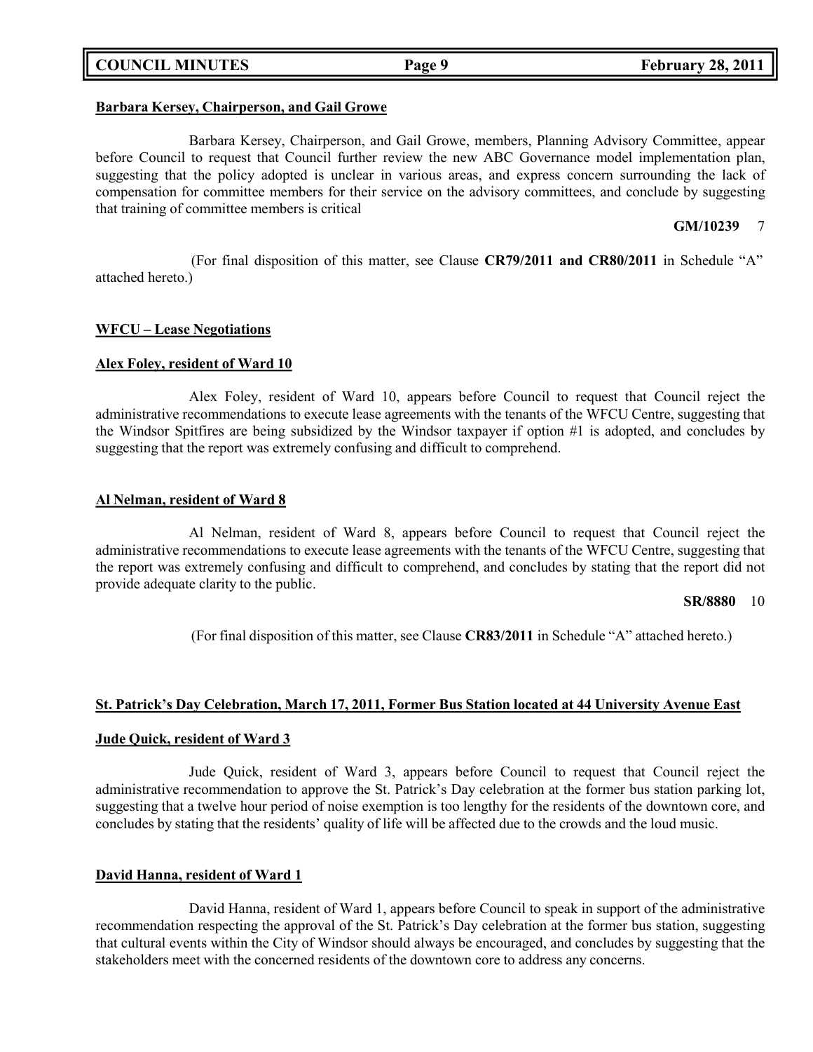**Barbara Kersey, Chairperson, and Gail Growe**

Barbara Kersey, Chairperson, and Gail Growe, members, Planning Advisory Committee, appear before Council to request that Council further review the new ABC Governance model implementation plan, suggesting that the policy adopted is unclear in various areas, and express concern surrounding the lack of compensation for committee members for their service on the advisory committees, and conclude by suggesting that training of committee members is critical

**GM/10239** 7

(For final disposition of this matter, see Clause **CR79/2011 and CR80/2011** in Schedule "A" attached hereto.)

**WFCU – Lease Negotiations**

**Alex Foley, resident of Ward 10**

Alex Foley, resident of Ward 10, appears before Council to request that Council reject the administrative recommendations to execute lease agreements with the tenants of the WFCU Centre, suggesting that the Windsor Spitfires are being subsidized by the Windsor taxpayer if option #1 is adopted, and concludes by suggesting that the report was extremely confusing and difficult to comprehend.

**Al Nelman, resident of Ward 8**

Al Nelman, resident of Ward 8, appears before Council to request that Council reject the administrative recommendations to execute lease agreements with the tenants of the WFCU Centre, suggesting that the report was extremely confusing and difficult to comprehend, and concludes by stating that the report did not provide adequate clarity to the public.

**SR/8880** 10

(For final disposition of this matter, see Clause **CR83/2011** in Schedule "A" attached hereto.)

**St. Patrick's Day Celebration, March 17, 2011, Former Bus Station located at 44 University Avenue East**

**Jude Quick, resident of Ward 3**

Jude Quick, resident of Ward 3, appears before Council to request that Council reject the administrative recommendation to approve the St. Patrick's Day celebration at the former bus station parking lot, suggesting that a twelve hour period of noise exemption is too lengthy for the residents of the downtown core, and concludes by stating that the residents' quality of life will be affected due to the crowds and the loud music.

**David Hanna, resident of Ward 1**

David Hanna, resident of Ward 1, appears before Council to speak in support of the administrative recommendation respecting the approval of the St. Patrick's Day celebration at the former bus station, suggesting that cultural events within the City of Windsor should always be encouraged, and concludes by suggesting that the stakeholders meet with the concerned residents of the downtown core to address any concerns.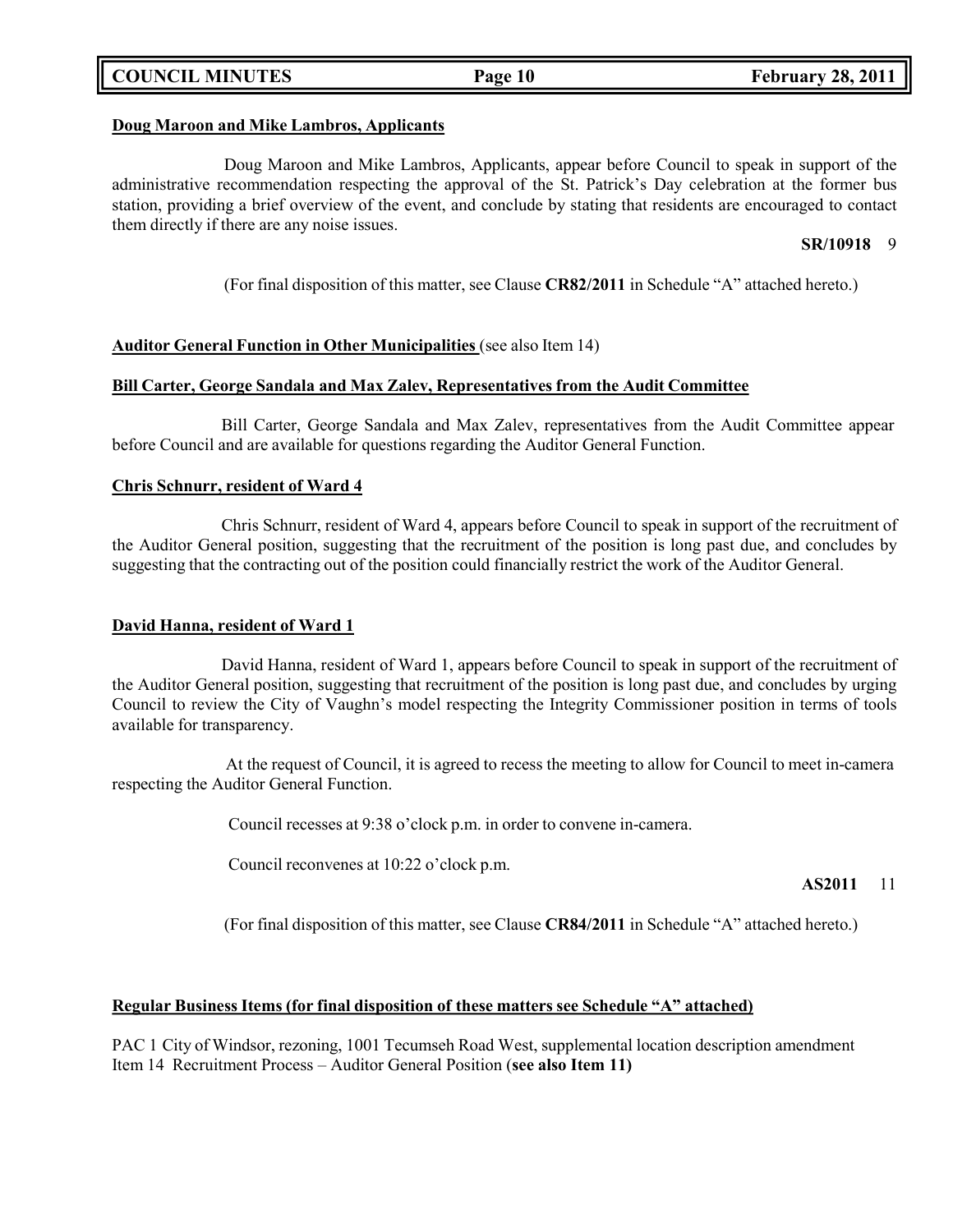**Doug Maroon and Mike Lambros, Applicants**

Doug Maroon and Mike Lambros, Applicants, appear before Council to speak in support of the administrative recommendation respecting the approval of the St. Patrick's Day celebration at the former bus station, providing a brief overview of the event, and conclude by stating that residents are encouraged to contact them directly if there are any noise issues.

**SR/10918** 9

(For final disposition of this matter, see Clause **CR82/2011** in Schedule "A" attached hereto.)

**Auditor General Function in Other Municipalities** (see also Item 14)

**Bill Carter, George Sandala and Max Zalev, Representatives from the Audit Committee**

Bill Carter, George Sandala and Max Zalev, representatives from the Audit Committee appear before Council and are available for questions regarding the Auditor General Function.

**Chris Schnurr, resident of Ward 4**

Chris Schnurr, resident of Ward 4, appears before Council to speak in support of the recruitment of the Auditor General position, suggesting that the recruitment of the position is long past due, and concludes by suggesting that the contracting out of the position could financially restrict the work of the Auditor General.

**David Hanna, resident of Ward 1**

David Hanna, resident of Ward 1, appears before Council to speak in support of the recruitment of the Auditor General position, suggesting that recruitment of the position is long past due, and concludes by urging Council to review the City of Vaughn's model respecting the Integrity Commissioner position in terms of tools available for transparency.

At the request of Council, it is agreed to recess the meeting to allow for Council to meet in-camera respecting the Auditor General Function.

Council recesses at 9:38 o'clock p.m. in order to convene in-camera.

Council reconvenes at 10:22 o'clock p.m.

**AS2011** 11

(For final disposition of this matter, see Clause **CR84/2011** in Schedule "A" attached hereto.)

**Regular Business Items (for final disposition of these matters see Schedule "A" attached)**

PAC 1 City of Windsor, rezoning, 1001 Tecumseh Road West, supplemental location description amendment
Item 14 Recruitment Process – Auditor General Position (**see also Item 11)**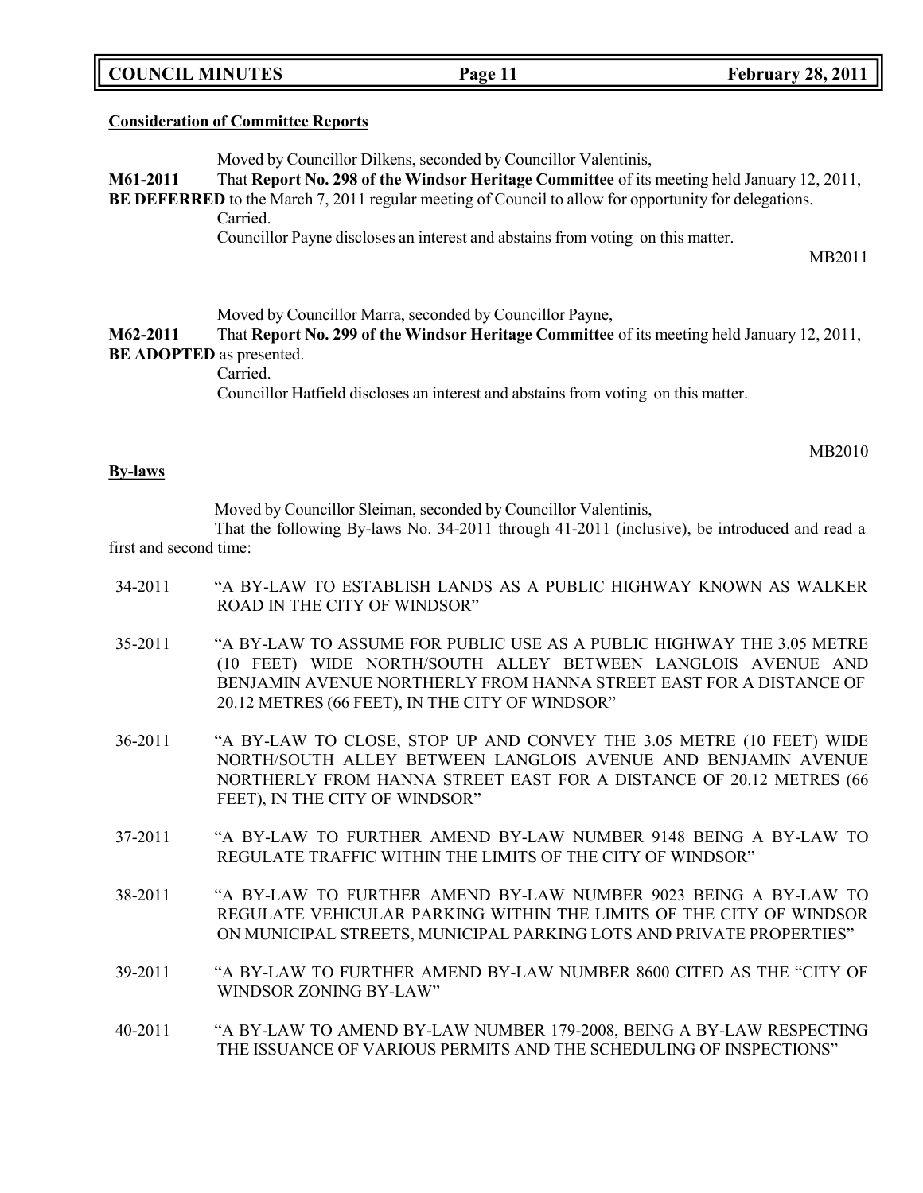**Consideration of Committee Reports**

Moved by Councillor Dilkens, seconded by Councillor Valentinis,

**M61-2011** That **Report No. 298 of the Windsor Heritage Committee** of its meeting held January 12, 2011, **BE DEFERRED** to the March 7, 2011 regular meeting of Council to allow for opportunity for delegations.

Carried.

Councillor Payne discloses an interest and abstains from voting on this matter.

MB2011

Moved by Councillor Marra, seconded by Councillor Payne,

**M62-2011** That **Report No. 299 of the Windsor Heritage Committee** of its meeting held January 12, 2011, **BE ADOPTED** as presented.

Carried.

Councillor Hatfield discloses an interest and abstains from voting on this matter.

MB2010

**By-laws**

Moved by Councillor Sleiman, seconded by Councillor Valentinis,

That the following By-laws No. 34-2011 through 41-2011 (inclusive), be introduced and read a first and second time:

34-2011 "A BY-LAW TO ESTABLISH LANDS AS A PUBLIC HIGHWAY KNOWN AS WALKER ROAD IN THE CITY OF WINDSOR"

35-2011 "A BY-LAW TO ASSUME FOR PUBLIC USE AS A PUBLIC HIGHWAY THE 3.05 METRE (10 FEET) WIDE NORTH/SOUTH ALLEY BETWEEN LANGLOIS AVENUE AND BENJAMIN AVENUE NORTHERLY FROM HANNA STREET EAST FOR A DISTANCE OF 20.12 METRES (66 FEET), IN THE CITY OF WINDSOR"

36-2011 "A BY-LAW TO CLOSE, STOP UP AND CONVEY THE 3.05 METRE (10 FEET) WIDE NORTH/SOUTH ALLEY BETWEEN LANGLOIS AVENUE AND BENJAMIN AVENUE NORTHERLY FROM HANNA STREET EAST FOR A DISTANCE OF 20.12 METRES (66 FEET), IN THE CITY OF WINDSOR"

37-2011 "A BY-LAW TO FURTHER AMEND BY-LAW NUMBER 9148 BEING A BY-LAW TO REGULATE TRAFFIC WITHIN THE LIMITS OF THE CITY OF WINDSOR"

38-2011 "A BY-LAW TO FURTHER AMEND BY-LAW NUMBER 9023 BEING A BY-LAW TO REGULATE VEHICULAR PARKING WITHIN THE LIMITS OF THE CITY OF WINDSOR ON MUNICIPAL STREETS, MUNICIPAL PARKING LOTS AND PRIVATE PROPERTIES"

39-2011 "A BY-LAW TO FURTHER AMEND BY-LAW NUMBER 8600 CITED AS THE "CITY OF WINDSOR ZONING BY-LAW"

40-2011 "A BY-LAW TO AMEND BY-LAW NUMBER 179-2008, BEING A BY-LAW RESPECTING THE ISSUANCE OF VARIOUS PERMITS AND THE SCHEDULING OF INSPECTIONS"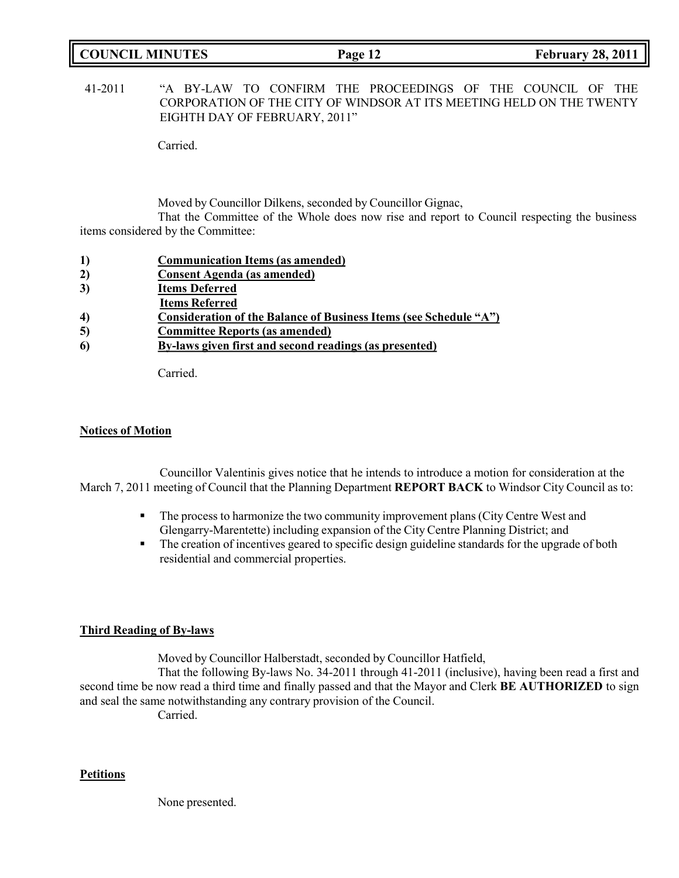41-2011 "A BY-LAW TO CONFIRM THE PROCEEDINGS OF THE COUNCIL OF THE CORPORATION OF THE CITY OF WINDSOR AT ITS MEETING HELD ON THE TWENTY EIGHTH DAY OF FEBRUARY, 2011"

Carried.

Moved by Councillor Dilkens, seconded by Councillor Gignac,

That the Committee of the Whole does now rise and report to Council respecting the business items considered by the Committee:

1) **Communication Items (as amended)**
2) **Consent Agenda (as amended)**
3) **Items Deferred**
   **Items Referred**
4) **Consideration of the Balance of Business Items (see Schedule "A")**
5) **Committee Reports (as amended)**
6) **By-laws given first and second readings (as presented)**

Carried.

**Notices of Motion**

Councillor Valentinis gives notice that he intends to introduce a motion for consideration at the March 7, 2011 meeting of Council that the Planning Department **REPORT BACK** to Windsor City Council as to:

- The process to harmonize the two community improvement plans (City Centre West and Glengarry-Marentette) including expansion of the City Centre Planning District; and
- The creation of incentives geared to specific design guideline standards for the upgrade of both residential and commercial properties.

**Third Reading of By-laws**

Moved by Councillor Halberstadt, seconded by Councillor Hatfield,

That the following By-laws No. 34-2011 through 41-2011 (inclusive), having been read a first and second time be now read a third time and finally passed and that the Mayor and Clerk **BE AUTHORIZED** to sign and seal the same notwithstanding any contrary provision of the Council.

Carried.

**Petitions**

None presented.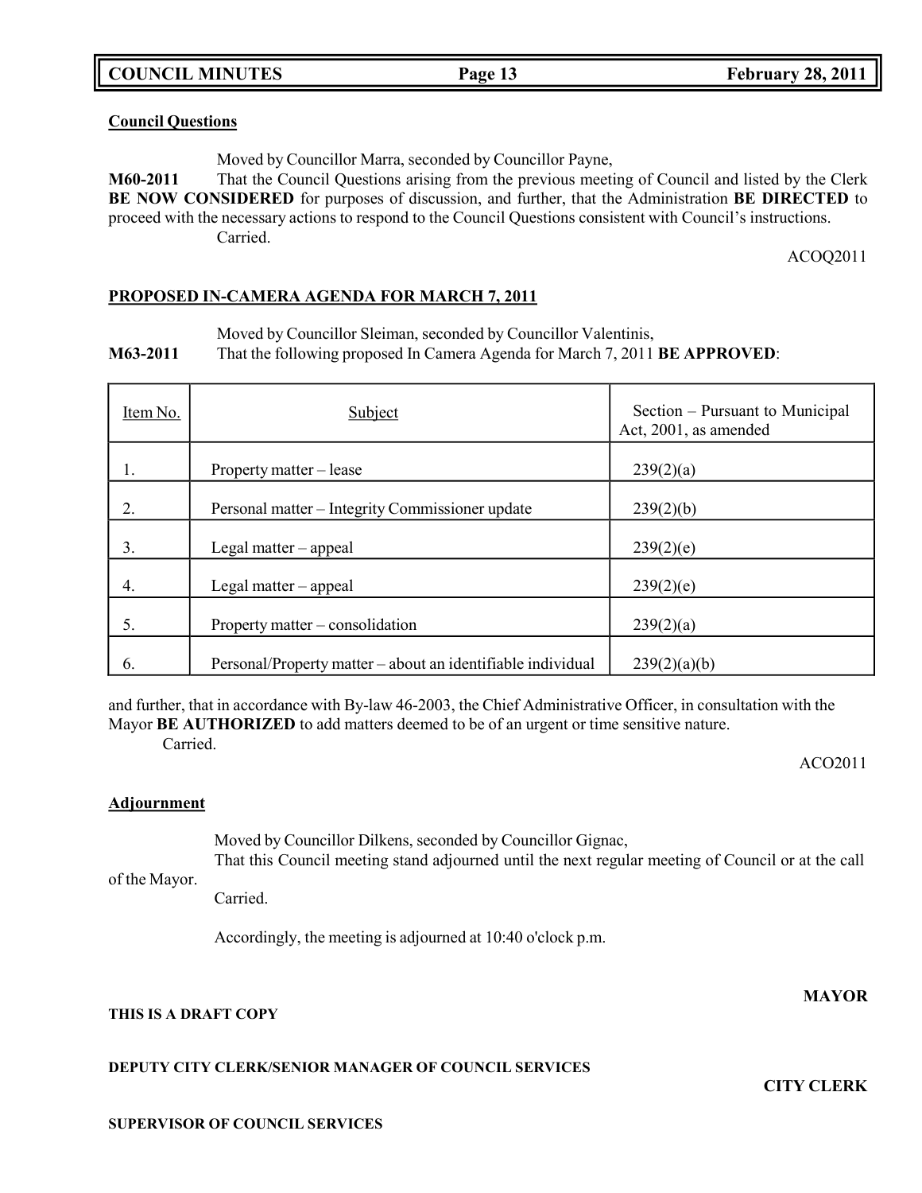**Council Questions**

Moved by Councillor Marra, seconded by Councillor Payne,

**M60-2011** That the Council Questions arising from the previous meeting of Council and listed by the Clerk **BE NOW CONSIDERED** for purposes of discussion, and further, that the Administration **BE DIRECTED** to proceed with the necessary actions to respond to the Council Questions consistent with Council's instructions.

Carried.

ACOQ2011

**PROPOSED IN-CAMERA AGENDA FOR MARCH 7, 2011**

Moved by Councillor Sleiman, seconded by Councillor Valentinis,

**M63-2011** That the following proposed In Camera Agenda for March 7, 2011 **BE APPROVED**:

| Item No. | Subject | Section – Pursuant to Municipal Act, 2001, as amended |
|---|---|---|
| 1. | Property matter – lease | 239(2)(a) |
| 2. | Personal matter – Integrity Commissioner update | 239(2)(b) |
| 3. | Legal matter – appeal | 239(2)(e) |
| 4. | Legal matter – appeal | 239(2)(e) |
| 5. | Property matter – consolidation | 239(2)(a) |
| 6. | Personal/Property matter – about an identifiable individual | 239(2)(a)(b) |

and further, that in accordance with By-law 46-2003, the Chief Administrative Officer, in consultation with the Mayor **BE AUTHORIZED** to add matters deemed to be of an urgent or time sensitive nature.

Carried.

ACO2011

**Adjournment**

Moved by Councillor Dilkens, seconded by Councillor Gignac,

That this Council meeting stand adjourned until the next regular meeting of Council or at the call of the Mayor.

Carried.

Accordingly, the meeting is adjourned at 10:40 o'clock p.m.

**MAYOR**

**THIS IS A DRAFT COPY**

**DEPUTY CITY CLERK/SENIOR MANAGER OF COUNCIL SERVICES**

**CITY CLERK**

**SUPERVISOR OF COUNCIL SERVICES**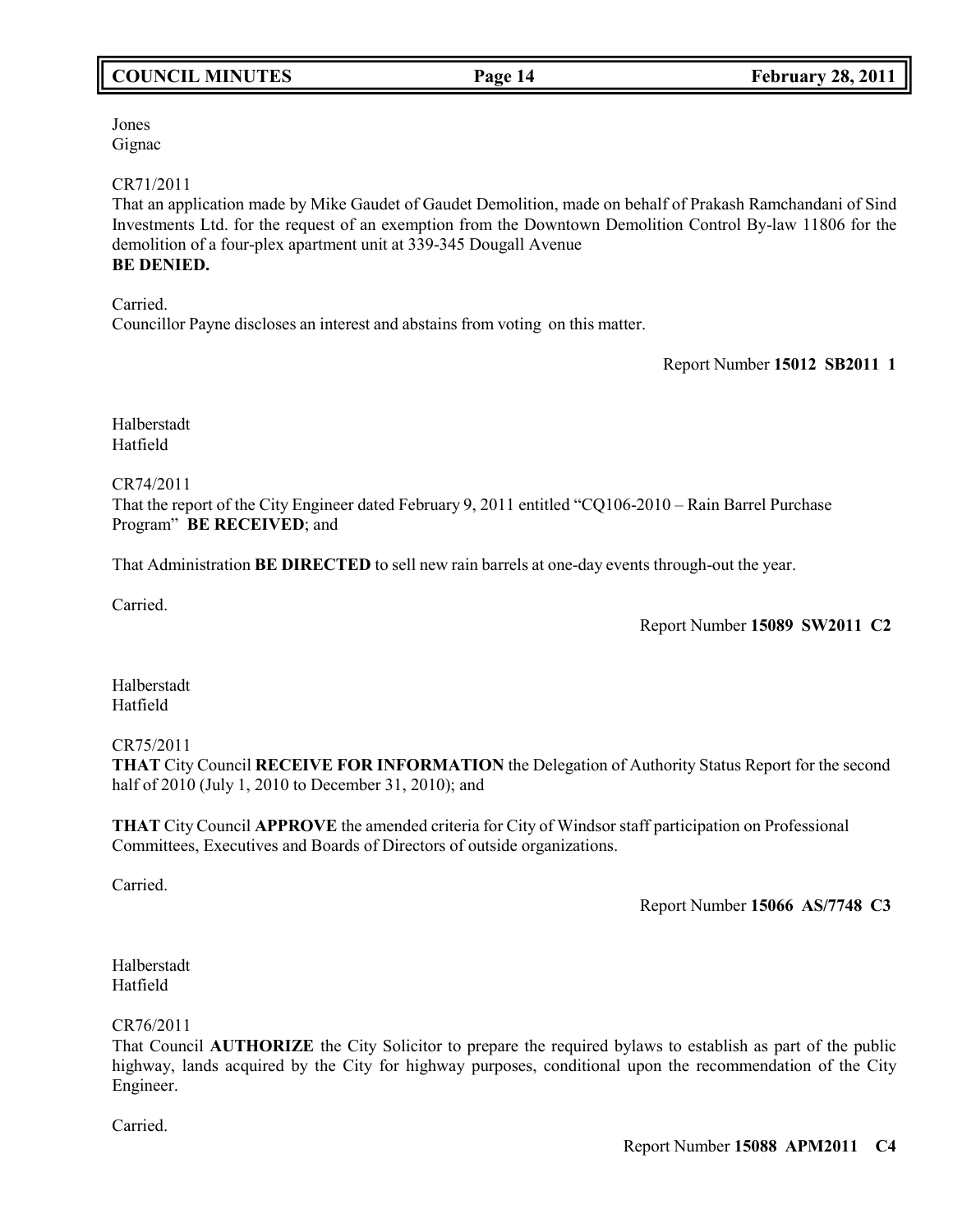Jones
Gignac

CR71/2011
That an application made by Mike Gaudet of Gaudet Demolition, made on behalf of Prakash Ramchandani of Sind Investments Ltd. for the request of an exemption from the Downtown Demolition Control By-law 11806 for the demolition of a four-plex apartment unit at 339-345 Dougall Avenue
**BE DENIED.**

Carried.
Councillor Payne discloses an interest and abstains from voting on this matter.

Report Number **15012 SB2011 1**

Halberstadt
Hatfield

CR74/2011
That the report of the City Engineer dated February 9, 2011 entitled "CQ106-2010 – Rain Barrel Purchase Program" **BE RECEIVED**; and

That Administration **BE DIRECTED** to sell new rain barrels at one-day events through-out the year.

Carried.

Report Number **15089 SW2011 C2**

Halberstadt
Hatfield

CR75/2011
**THAT** City Council **RECEIVE FOR INFORMATION** the Delegation of Authority Status Report for the second half of 2010 (July 1, 2010 to December 31, 2010); and

**THAT** City Council **APPROVE** the amended criteria for City of Windsor staff participation on Professional Committees, Executives and Boards of Directors of outside organizations.

Carried.

Report Number **15066 AS/7748 C3**

Halberstadt
Hatfield

CR76/2011
That Council **AUTHORIZE** the City Solicitor to prepare the required bylaws to establish as part of the public highway, lands acquired by the City for highway purposes, conditional upon the recommendation of the City Engineer.

Carried.

Report Number **15088 APM2011 C4**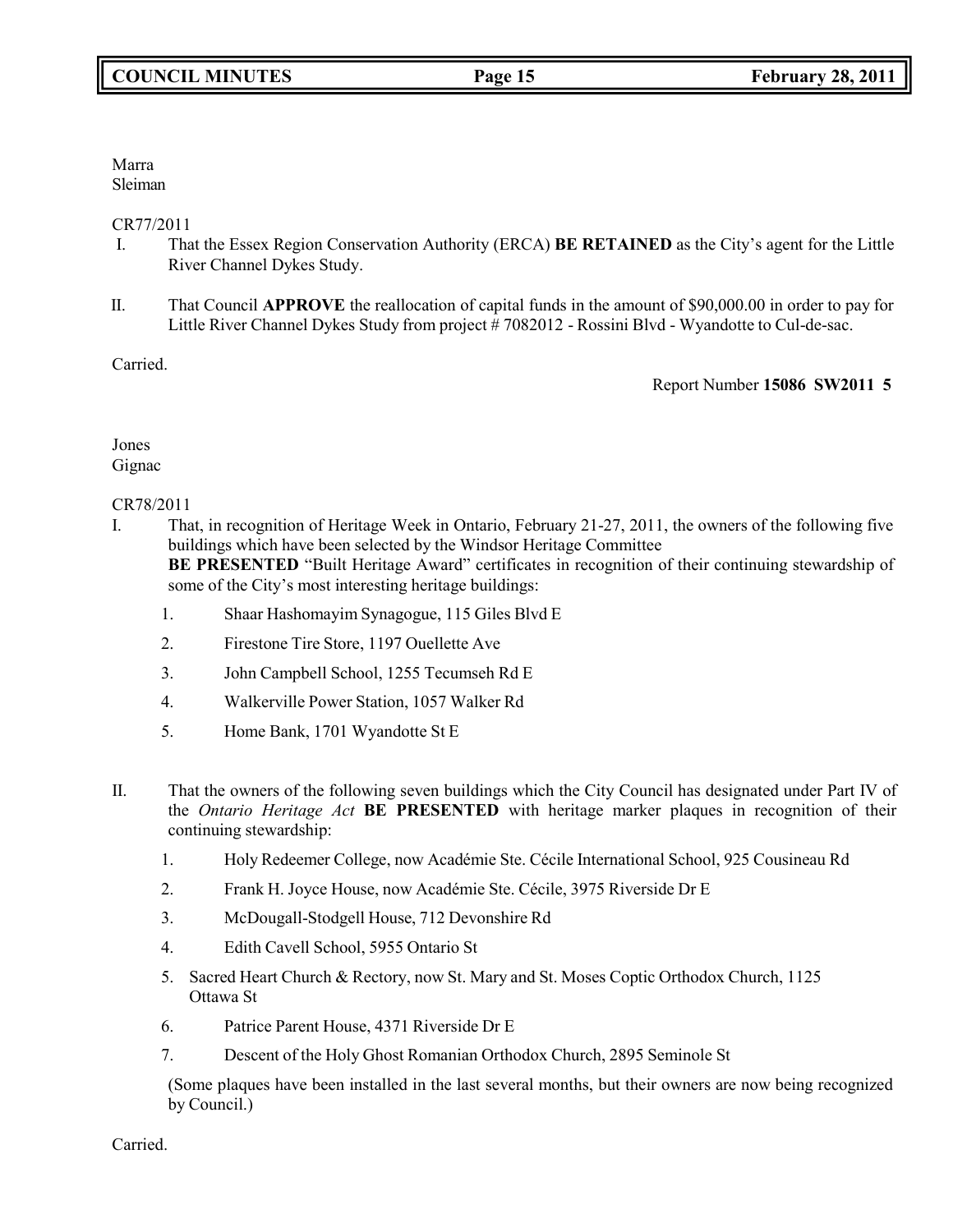Marra
Sleiman

CR77/2011

I. That the Essex Region Conservation Authority (ERCA) **BE RETAINED** as the City's agent for the Little River Channel Dykes Study.

II. That Council **APPROVE** the reallocation of capital funds in the amount of $90,000.00 in order to pay for Little River Channel Dykes Study from project # 7082012 - Rossini Blvd - Wyandotte to Cul-de-sac.

Carried.

Report Number **15086 SW2011 5**

Jones
Gignac

CR78/2011

I. That, in recognition of Heritage Week in Ontario, February 21-27, 2011, the owners of the following five buildings which have been selected by the Windsor Heritage Committee **BE PRESENTED** "Built Heritage Award" certificates in recognition of their continuing stewardship of some of the City's most interesting heritage buildings:

1. Shaar Hashomayim Synagogue, 115 Giles Blvd E
2. Firestone Tire Store, 1197 Ouellette Ave
3. John Campbell School, 1255 Tecumseh Rd E
4. Walkerville Power Station, 1057 Walker Rd
5. Home Bank, 1701 Wyandotte St E

II. That the owners of the following seven buildings which the City Council has designated under Part IV of the *Ontario Heritage Act* **BE PRESENTED** with heritage marker plaques in recognition of their continuing stewardship:

1. Holy Redeemer College, now Académie Ste. Cécile International School, 925 Cousineau Rd
2. Frank H. Joyce House, now Académie Ste. Cécile, 3975 Riverside Dr E
3. McDougall-Stodgell House, 712 Devonshire Rd
4. Edith Cavell School, 5955 Ontario St
5. Sacred Heart Church & Rectory, now St. Mary and St. Moses Coptic Orthodox Church, 1125 Ottawa St
6. Patrice Parent House, 4371 Riverside Dr E
7. Descent of the Holy Ghost Romanian Orthodox Church, 2895 Seminole St

(Some plaques have been installed in the last several months, but their owners are now being recognized by Council.)

Carried.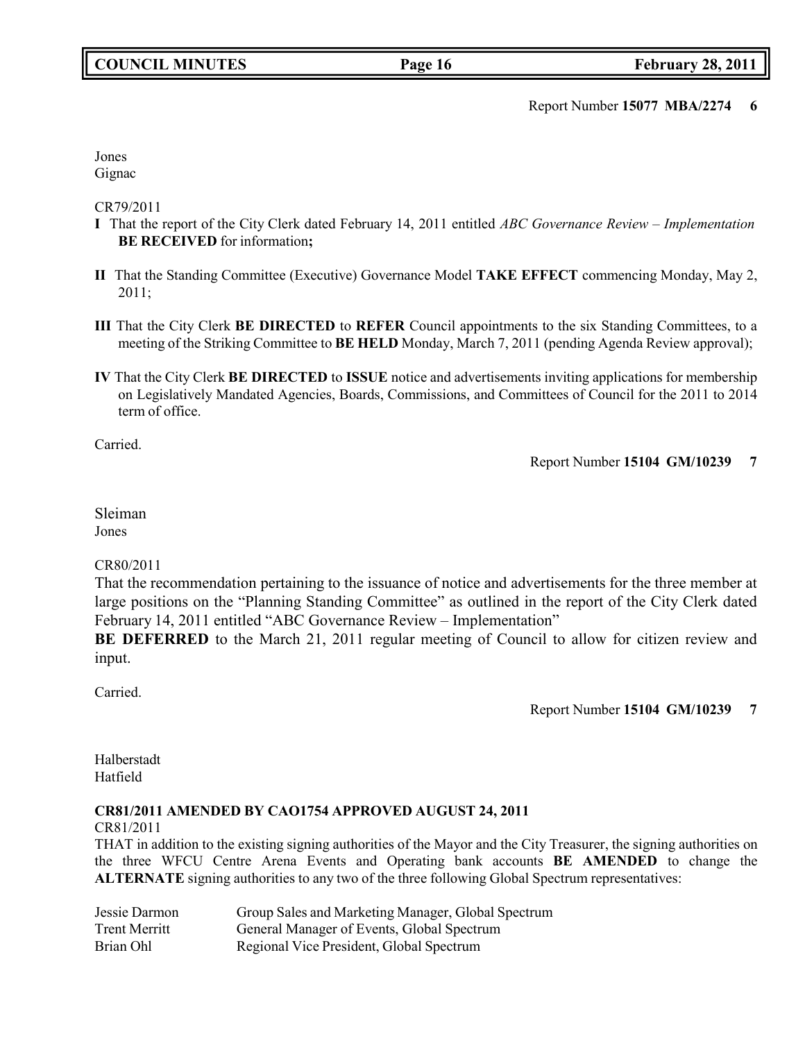Report Number **15077 MBA/2274 6**

Jones
Gignac

CR79/2011

**I** That the report of the City Clerk dated February 14, 2011 entitled *ABC Governance Review – Implementation* **BE RECEIVED** for information**;**

**II** That the Standing Committee (Executive) Governance Model **TAKE EFFECT** commencing Monday, May 2, 2011;

**III** That the City Clerk **BE DIRECTED** to **REFER** Council appointments to the six Standing Committees, to a meeting of the Striking Committee to **BE HELD** Monday, March 7, 2011 (pending Agenda Review approval);

**IV** That the City Clerk **BE DIRECTED** to **ISSUE** notice and advertisements inviting applications for membership on Legislatively Mandated Agencies, Boards, Commissions, and Committees of Council for the 2011 to 2014 term of office.

Carried.

Report Number **15104 GM/10239 7**

Sleiman
Jones

CR80/2011

That the recommendation pertaining to the issuance of notice and advertisements for the three member at large positions on the "Planning Standing Committee" as outlined in the report of the City Clerk dated February 14, 2011 entitled "ABC Governance Review – Implementation"
**BE DEFERRED** to the March 21, 2011 regular meeting of Council to allow for citizen review and input.

Carried.

Report Number **15104 GM/10239 7**

Halberstadt
Hatfield

**CR81/2011 AMENDED BY CAO1754 APPROVED AUGUST 24, 2011**

CR81/2011

THAT in addition to the existing signing authorities of the Mayor and the City Treasurer, the signing authorities on the three WFCU Centre Arena Events and Operating bank accounts **BE AMENDED** to change the **ALTERNATE** signing authorities to any two of the three following Global Spectrum representatives:

| | |
|---|---|
| Jessie Darmon | Group Sales and Marketing Manager, Global Spectrum |
| Trent Merritt | General Manager of Events, Global Spectrum |
| Brian Ohl | Regional Vice President, Global Spectrum |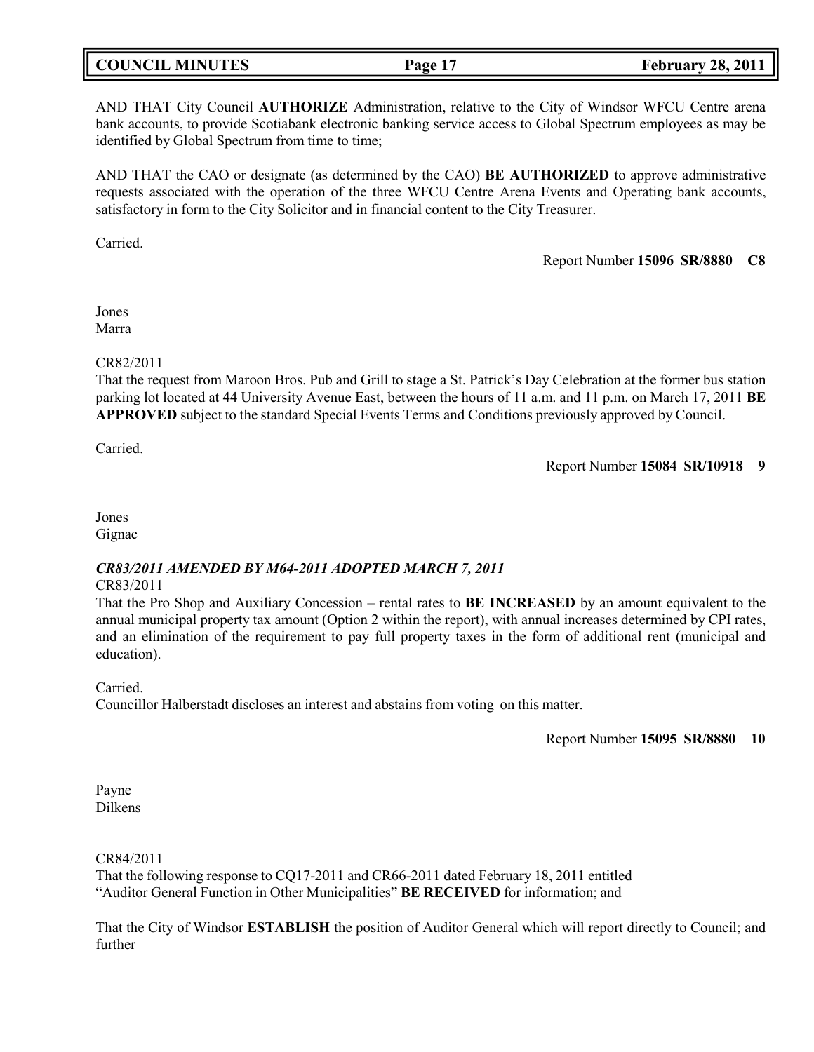AND THAT City Council **AUTHORIZE** Administration, relative to the City of Windsor WFCU Centre arena bank accounts, to provide Scotiabank electronic banking service access to Global Spectrum employees as may be identified by Global Spectrum from time to time;

AND THAT the CAO or designate (as determined by the CAO) **BE AUTHORIZED** to approve administrative requests associated with the operation of the three WFCU Centre Arena Events and Operating bank accounts, satisfactory in form to the City Solicitor and in financial content to the City Treasurer.

Carried.

Report Number **15096 SR/8880 C8**

Jones
Marra

CR82/2011
That the request from Maroon Bros. Pub and Grill to stage a St. Patrick's Day Celebration at the former bus station parking lot located at 44 University Avenue East, between the hours of 11 a.m. and 11 p.m. on March 17, 2011 **BE APPROVED** subject to the standard Special Events Terms and Conditions previously approved by Council.

Carried.

Report Number **15084 SR/10918 9**

Jones
Gignac

***CR83/2011 AMENDED BY M64-2011 ADOPTED MARCH 7, 2011***
CR83/2011
That the Pro Shop and Auxiliary Concession – rental rates to **BE INCREASED** by an amount equivalent to the annual municipal property tax amount (Option 2 within the report), with annual increases determined by CPI rates, and an elimination of the requirement to pay full property taxes in the form of additional rent (municipal and education).

Carried.
Councillor Halberstadt discloses an interest and abstains from voting on this matter.

Report Number **15095 SR/8880 10**

Payne
Dilkens

CR84/2011
That the following response to CQ17-2011 and CR66-2011 dated February 18, 2011 entitled "Auditor General Function in Other Municipalities" **BE RECEIVED** for information; and

That the City of Windsor **ESTABLISH** the position of Auditor General which will report directly to Council; and further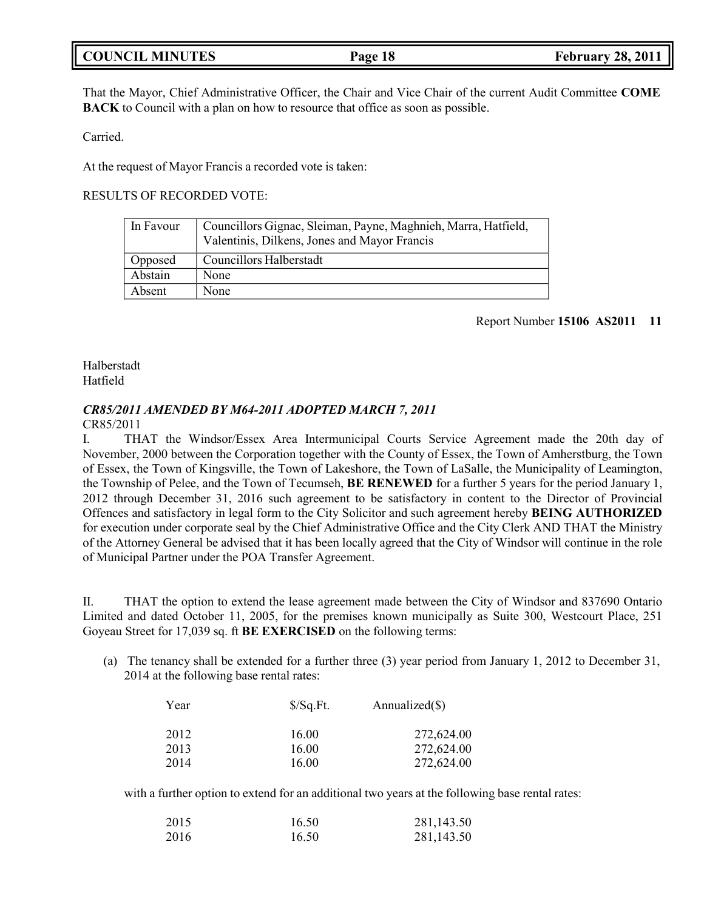That the Mayor, Chief Administrative Officer, the Chair and Vice Chair of the current Audit Committee **COME BACK** to Council with a plan on how to resource that office as soon as possible.

Carried.

At the request of Mayor Francis a recorded vote is taken:

RESULTS OF RECORDED VOTE:

| | |
|---|---|
| In Favour | Councillors Gignac, Sleiman, Payne, Maghnieh, Marra, Hatfield, Valentinis, Dilkens, Jones and Mayor Francis |
| Opposed | Councillors Halberstadt |
| Abstain | None |
| Absent | None |

Report Number **15106 AS2011 11**

Halberstadt
Hatfield

***CR85/2011 AMENDED BY M64-2011 ADOPTED MARCH 7, 2011***

CR85/2011

I. THAT the Windsor/Essex Area Intermunicipal Courts Service Agreement made the 20th day of November, 2000 between the Corporation together with the County of Essex, the Town of Amherstburg, the Town of Essex, the Town of Kingsville, the Town of Lakeshore, the Town of LaSalle, the Municipality of Leamington, the Township of Pelee, and the Town of Tecumseh, **BE RENEWED** for a further 5 years for the period January 1, 2012 through December 31, 2016 such agreement to be satisfactory in content to the Director of Provincial Offences and satisfactory in legal form to the City Solicitor and such agreement hereby **BEING AUTHORIZED** for execution under corporate seal by the Chief Administrative Office and the City Clerk AND THAT the Ministry of the Attorney General be advised that it has been locally agreed that the City of Windsor will continue in the role of Municipal Partner under the POA Transfer Agreement.

II. THAT the option to extend the lease agreement made between the City of Windsor and 837690 Ontario Limited and dated October 11, 2005, for the premises known municipally as Suite 300, Westcourt Place, 251 Goyeau Street for 17,039 sq. ft **BE EXERCISED** on the following terms:

(a) The tenancy shall be extended for a further three (3) year period from January 1, 2012 to December 31, 2014 at the following base rental rates:

| Year | $/Sq.Ft. | Annualized($) |
|---|---|---|
| 2012 | 16.00 | 272,624.00 |
| 2013 | 16.00 | 272,624.00 |
| 2014 | 16.00 | 272,624.00 |

with a further option to extend for an additional two years at the following base rental rates:

| | | |
|---|---|---|
| 2015 | 16.50 | 281,143.50 |
| 2016 | 16.50 | 281,143.50 |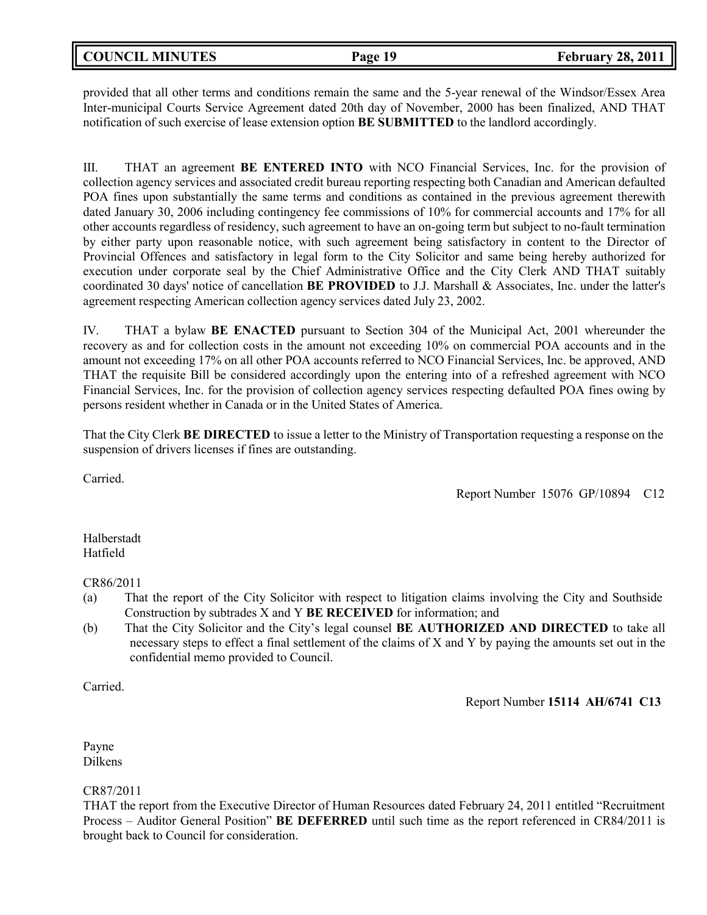provided that all other terms and conditions remain the same and the 5-year renewal of the Windsor/Essex Area Inter-municipal Courts Service Agreement dated 20th day of November, 2000 has been finalized, AND THAT notification of such exercise of lease extension option **BE SUBMITTED** to the landlord accordingly.

III. THAT an agreement **BE ENTERED INTO** with NCO Financial Services, Inc. for the provision of collection agency services and associated credit bureau reporting respecting both Canadian and American defaulted POA fines upon substantially the same terms and conditions as contained in the previous agreement therewith dated January 30, 2006 including contingency fee commissions of 10% for commercial accounts and 17% for all other accounts regardless of residency, such agreement to have an on-going term but subject to no-fault termination by either party upon reasonable notice, with such agreement being satisfactory in content to the Director of Provincial Offences and satisfactory in legal form to the City Solicitor and same being hereby authorized for execution under corporate seal by the Chief Administrative Office and the City Clerk AND THAT suitably coordinated 30 days' notice of cancellation **BE PROVIDED** to J.J. Marshall & Associates, Inc. under the latter's agreement respecting American collection agency services dated July 23, 2002.

IV. THAT a bylaw **BE ENACTED** pursuant to Section 304 of the Municipal Act, 2001 whereunder the recovery as and for collection costs in the amount not exceeding 10% on commercial POA accounts and in the amount not exceeding 17% on all other POA accounts referred to NCO Financial Services, Inc. be approved, AND THAT the requisite Bill be considered accordingly upon the entering into of a refreshed agreement with NCO Financial Services, Inc. for the provision of collection agency services respecting defaulted POA fines owing by persons resident whether in Canada or in the United States of America.

That the City Clerk **BE DIRECTED** to issue a letter to the Ministry of Transportation requesting a response on the suspension of drivers licenses if fines are outstanding.

Carried.

Report Number 15076 GP/10894 C12

Halberstadt
Hatfield

CR86/2011

(a) That the report of the City Solicitor with respect to litigation claims involving the City and Southside Construction by subtrades X and Y **BE RECEIVED** for information; and
(b) That the City Solicitor and the City's legal counsel **BE AUTHORIZED AND DIRECTED** to take all necessary steps to effect a final settlement of the claims of X and Y by paying the amounts set out in the confidential memo provided to Council.

Carried.

Report Number **15114 AH/6741 C13**

Payne
Dilkens

CR87/2011

THAT the report from the Executive Director of Human Resources dated February 24, 2011 entitled "Recruitment Process – Auditor General Position" **BE DEFERRED** until such time as the report referenced in CR84/2011 is brought back to Council for consideration.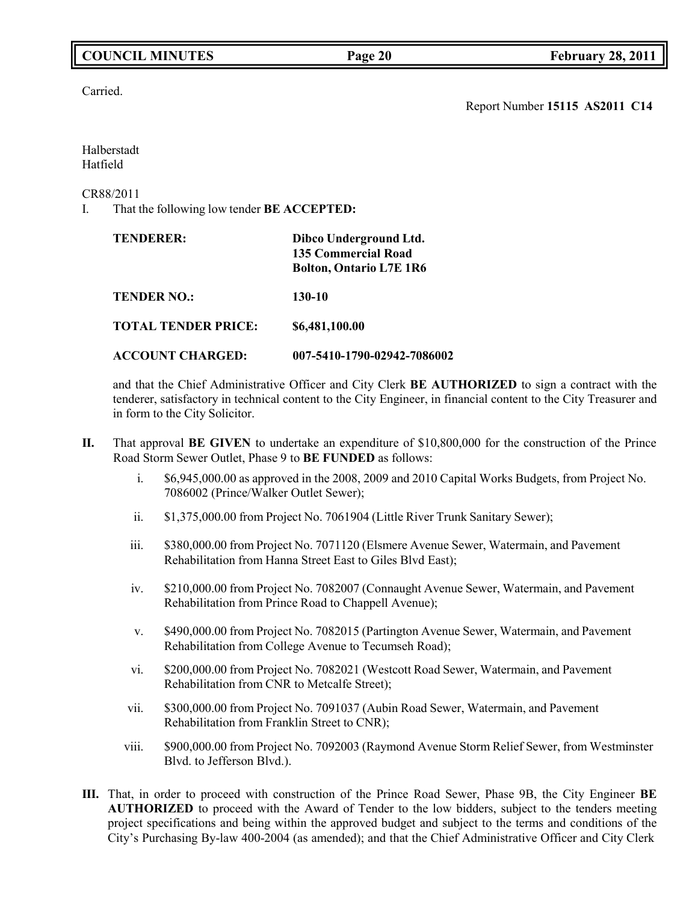Carried.

Report Number **15115 AS2011 C14**

Halberstadt
Hatfield

CR88/2011

I. That the following low tender **BE ACCEPTED:**

| | |
|---|---|
| **TENDERER:** | **Dibco Underground Ltd.** **135 Commercial Road** **Bolton, Ontario L7E 1R6** |
| **TENDER NO.:** | **130-10** |
| **TOTAL TENDER PRICE:** | **$6,481,100.00** |
| **ACCOUNT CHARGED:** | **007-5410-1790-02942-7086002** |

and that the Chief Administrative Officer and City Clerk **BE AUTHORIZED** to sign a contract with the tenderer, satisfactory in technical content to the City Engineer, in financial content to the City Treasurer and in form to the City Solicitor.

**II.** That approval **BE GIVEN** to undertake an expenditure of $10,800,000 for the construction of the Prince Road Storm Sewer Outlet, Phase 9 to **BE FUNDED** as follows:

i. $6,945,000.00 as approved in the 2008, 2009 and 2010 Capital Works Budgets, from Project No. 7086002 (Prince/Walker Outlet Sewer);

ii. $1,375,000.00 from Project No. 7061904 (Little River Trunk Sanitary Sewer);

iii. $380,000.00 from Project No. 7071120 (Elsmere Avenue Sewer, Watermain, and Pavement Rehabilitation from Hanna Street East to Giles Blvd East);

iv. $210,000.00 from Project No. 7082007 (Connaught Avenue Sewer, Watermain, and Pavement Rehabilitation from Prince Road to Chappell Avenue);

v. $490,000.00 from Project No. 7082015 (Partington Avenue Sewer, Watermain, and Pavement Rehabilitation from College Avenue to Tecumseh Road);

vi. $200,000.00 from Project No. 7082021 (Westcott Road Sewer, Watermain, and Pavement Rehabilitation from CNR to Metcalfe Street);

vii. $300,000.00 from Project No. 7091037 (Aubin Road Sewer, Watermain, and Pavement Rehabilitation from Franklin Street to CNR);

viii. $900,000.00 from Project No. 7092003 (Raymond Avenue Storm Relief Sewer, from Westminster Blvd. to Jefferson Blvd.).

**III.** That, in order to proceed with construction of the Prince Road Sewer, Phase 9B, the City Engineer **BE AUTHORIZED** to proceed with the Award of Tender to the low bidders, subject to the tenders meeting project specifications and being within the approved budget and subject to the terms and conditions of the City's Purchasing By-law 400-2004 (as amended); and that the Chief Administrative Officer and City Clerk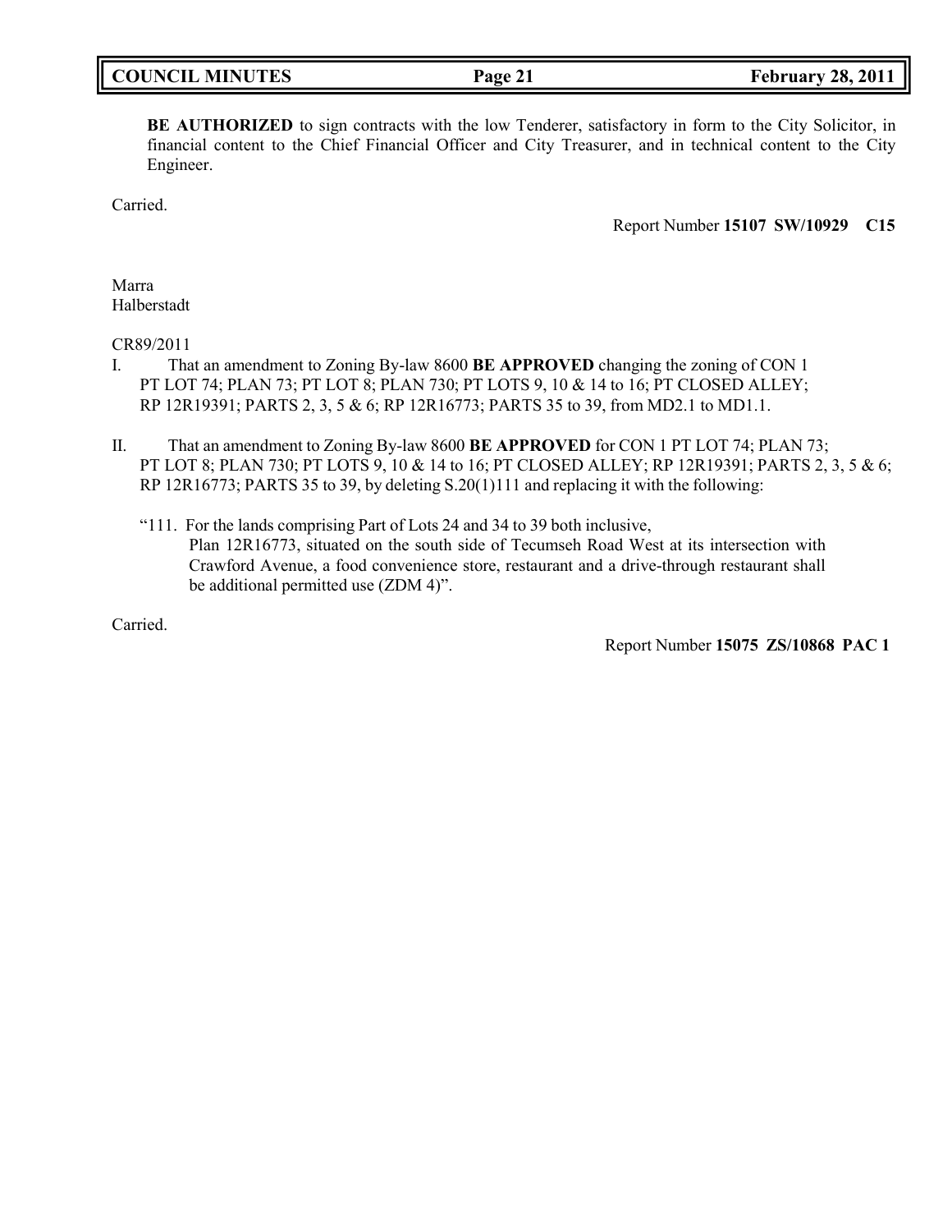**BE AUTHORIZED** to sign contracts with the low Tenderer, satisfactory in form to the City Solicitor, in financial content to the Chief Financial Officer and City Treasurer, and in technical content to the City Engineer.

Carried.

Report Number **15107 SW/10929 C15**

Marra
Halberstadt

CR89/2011

I. That an amendment to Zoning By-law 8600 **BE APPROVED** changing the zoning of CON 1 PT LOT 74; PLAN 73; PT LOT 8; PLAN 730; PT LOTS 9, 10 & 14 to 16; PT CLOSED ALLEY; RP 12R19391; PARTS 2, 3, 5 & 6; RP 12R16773; PARTS 35 to 39, from MD2.1 to MD1.1.

II. That an amendment to Zoning By-law 8600 **BE APPROVED** for CON 1 PT LOT 74; PLAN 73; PT LOT 8; PLAN 730; PT LOTS 9, 10 & 14 to 16; PT CLOSED ALLEY; RP 12R19391; PARTS 2, 3, 5 & 6; RP 12R16773; PARTS 35 to 39, by deleting S.20(1)111 and replacing it with the following:

"111. For the lands comprising Part of Lots 24 and 34 to 39 both inclusive, Plan 12R16773, situated on the south side of Tecumseh Road West at its intersection with Crawford Avenue, a food convenience store, restaurant and a drive-through restaurant shall be additional permitted use (ZDM 4)".

Carried.

Report Number **15075 ZS/10868 PAC 1**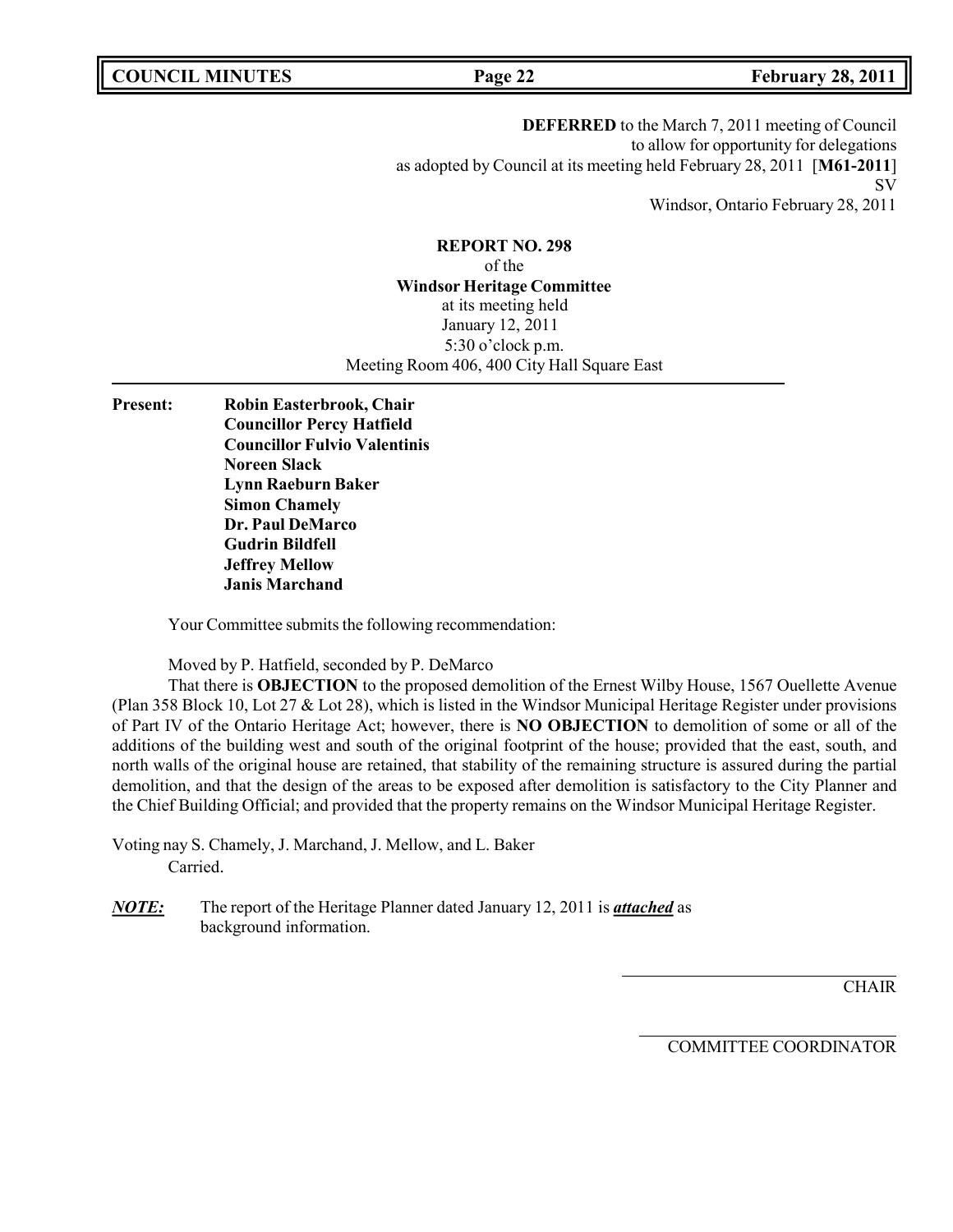**DEFERRED** to the March 7, 2011 meeting of Council
to allow for opportunity for delegations
as adopted by Council at its meeting held February 28, 2011 [**M61-2011**]
SV
Windsor, Ontario February 28, 2011

**REPORT NO. 298**
of the
**Windsor Heritage Committee**
at its meeting held
January 12, 2011
5:30 o'clock p.m.
Meeting Room 406, 400 City Hall Square East

---

**Present:**
**Robin Easterbrook, Chair**
**Councillor Percy Hatfield**
**Councillor Fulvio Valentinis**
**Noreen Slack**
**Lynn Raeburn Baker**
**Simon Chamely**
**Dr. Paul DeMarco**
**Gudrin Bildfell**
**Jeffrey Mellow**
**Janis Marchand**

Your Committee submits the following recommendation:

Moved by P. Hatfield, seconded by P. DeMarco

That there is **OBJECTION** to the proposed demolition of the Ernest Wilby House, 1567 Ouellette Avenue (Plan 358 Block 10, Lot 27 & Lot 28), which is listed in the Windsor Municipal Heritage Register under provisions of Part IV of the Ontario Heritage Act; however, there is **NO OBJECTION** to demolition of some or all of the additions of the building west and south of the original footprint of the house; provided that the east, south, and north walls of the original house are retained, that stability of the remaining structure is assured during the partial demolition, and that the design of the areas to be exposed after demolition is satisfactory to the City Planner and the Chief Building Official; and provided that the property remains on the Windsor Municipal Heritage Register.

Voting nay S. Chamely, J. Marchand, J. Mellow, and L. Baker
Carried.

***NOTE:*** The report of the Heritage Planner dated January 12, 2011 is ***attached*** as background information.

CHAIR

COMMITTEE COORDINATOR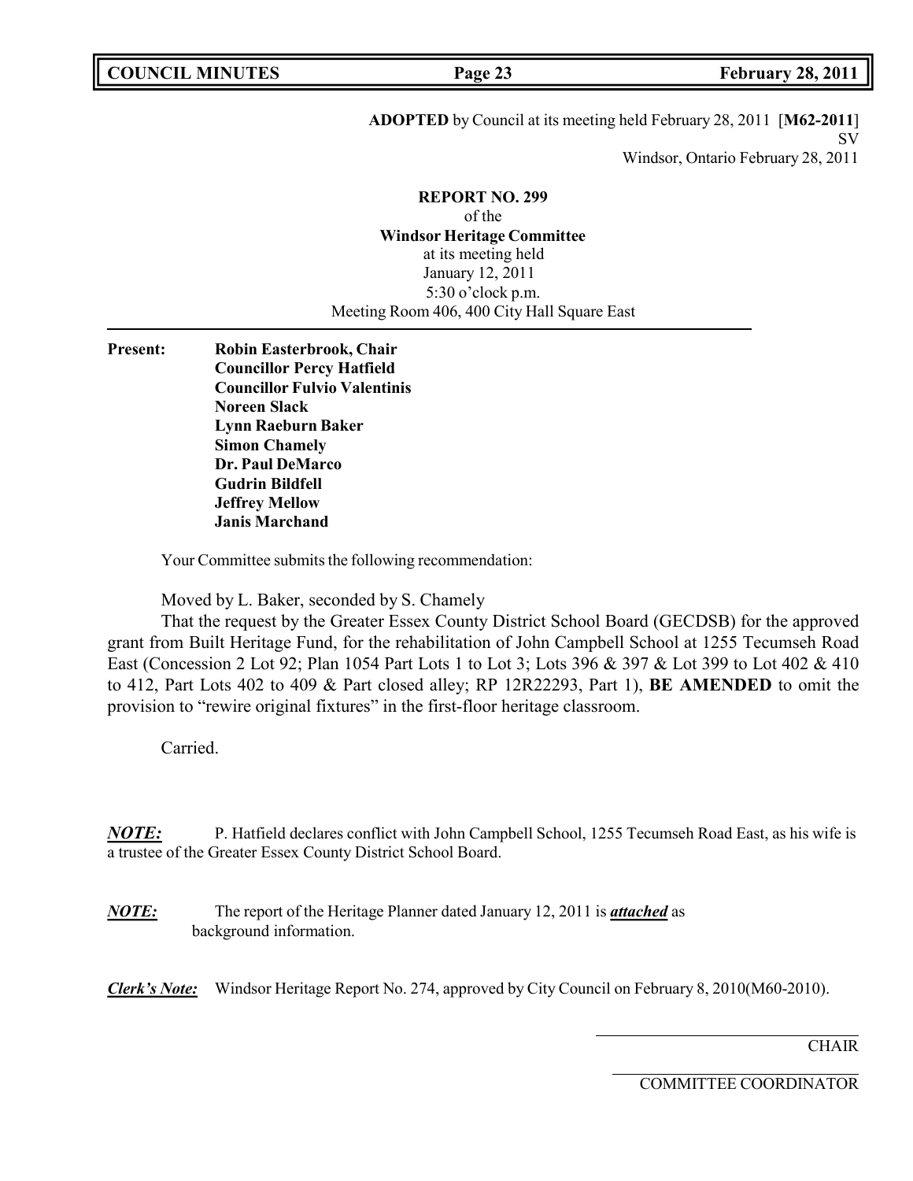**ADOPTED** by Council at its meeting held February 28, 2011 [**M62-2011**]
SV
Windsor, Ontario February 28, 2011

**REPORT NO. 299**
of the
**Windsor Heritage Committee**
at its meeting held
January 12, 2011
5:30 o'clock p.m.
Meeting Room 406, 400 City Hall Square East

**Present:**
**Robin Easterbrook, Chair**
**Councillor Percy Hatfield**
**Councillor Fulvio Valentinis**
**Noreen Slack**
**Lynn Raeburn Baker**
**Simon Chamely**
**Dr. Paul DeMarco**
**Gudrin Bildfell**
**Jeffrey Mellow**
**Janis Marchand**

Your Committee submits the following recommendation:

Moved by L. Baker, seconded by S. Chamely

That the request by the Greater Essex County District School Board (GECDSB) for the approved grant from Built Heritage Fund, for the rehabilitation of John Campbell School at 1255 Tecumseh Road East (Concession 2 Lot 92; Plan 1054 Part Lots 1 to Lot 3; Lots 396 & 397 & Lot 399 to Lot 402 & 410 to 412, Part Lots 402 to 409 & Part closed alley; RP 12R22293, Part 1), **BE AMENDED** to omit the provision to "rewire original fixtures" in the first-floor heritage classroom.

Carried.

***NOTE:*** P. Hatfield declares conflict with John Campbell School, 1255 Tecumseh Road East, as his wife is a trustee of the Greater Essex County District School Board.

***NOTE:*** The report of the Heritage Planner dated January 12, 2011 is ***attached*** as background information.

***Clerk's Note:*** Windsor Heritage Report No. 274, approved by City Council on February 8, 2010(M60-2010).

CHAIR

COMMITTEE COORDINATOR